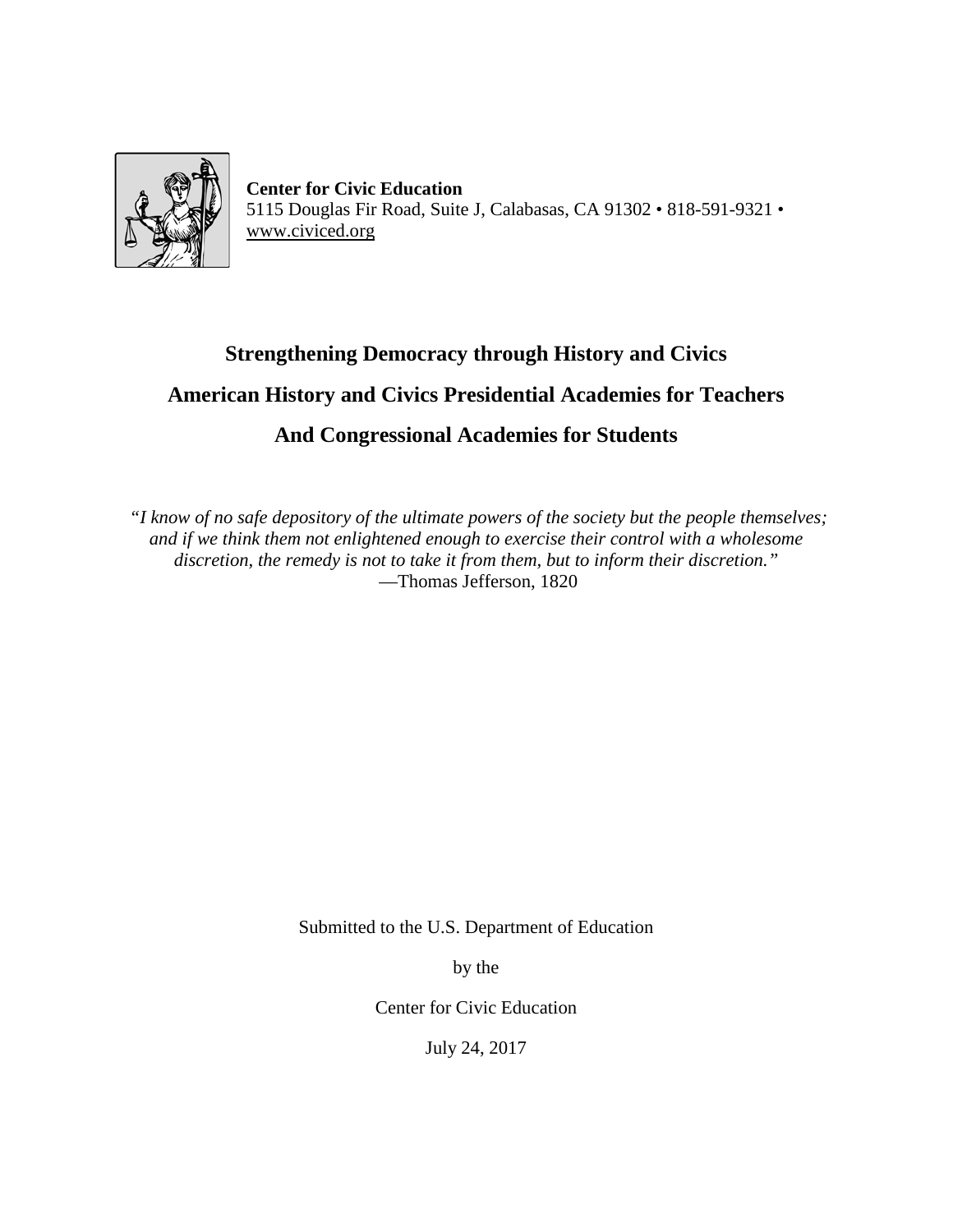**Center for Civic Education**
5115 Douglas Fir Road, Suite J, Calabasas, CA 91302 • 818-591-9321 • www.civiced.org

# Strengthening Democracy through History and Civics

## American History and Civics Presidential Academies for Teachers

## And Congressional Academies for Students

*"I know of no safe depository of the ultimate powers of the society but the people themselves; and if we think them not enlightened enough to exercise their control with a wholesome discretion, the remedy is not to take it from them, but to inform their discretion."*
—Thomas Jefferson, 1820

Submitted to the U.S. Department of Education

by the

Center for Civic Education

July 24, 2017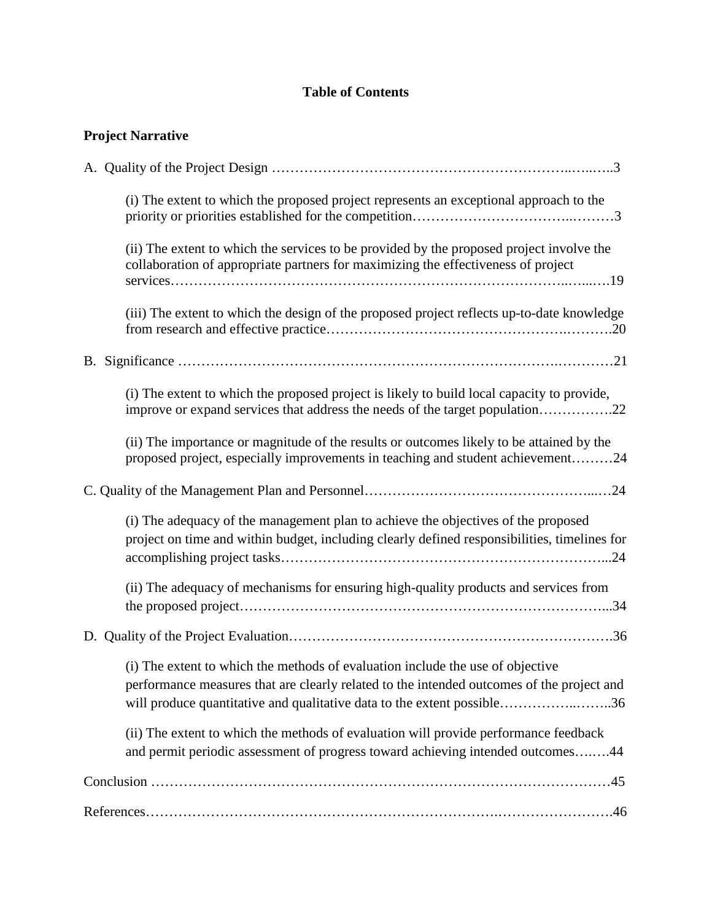# Table of Contents

**Project Narrative**

A. Quality of the Project Design …………………………………………………………..…..…..3

(i) The extent to which the proposed project represents an exceptional approach to the priority or priorities established for the competition……………………………..………3

(ii) The extent to which the services to be provided by the proposed project involve the collaboration of appropriate partners for maximizing the effectiveness of project services………………………….…………………………………………………..…...….19

(iii) The extent to which the design of the proposed project reflects up-to-date knowledge from research and effective practice……………………………………………….……….20

B. Significance …………………………………………………………………………….…………21

(i) The extent to which the proposed project is likely to build local capacity to provide, improve or expand services that address the needs of the target population…………….22

(ii) The importance or magnitude of the results or outcomes likely to be attained by the proposed project, especially improvements in teaching and student achievement………24

C. Quality of the Management Plan and Personnel……………………………………………...…24

(i) The adequacy of the management plan to achieve the objectives of the proposed project on time and within budget, including clearly defined responsibilities, timelines for accomplishing project tasks…………………………………………………………...24

(ii) The adequacy of mechanisms for ensuring high-quality products and services from the proposed project…………………………………………………………………...34

D. Quality of the Project Evaluation………………………………………………………….36

(i) The extent to which the methods of evaluation include the use of objective performance measures that are clearly related to the intended outcomes of the project and will produce quantitative and qualitative data to the extent possible……………..……..36

(ii) The extent to which the methods of evaluation will provide performance feedback and permit periodic assessment of progress toward achieving intended outcomes….….44

Conclusion ……………………………………………………………………………………45

References………………………………………………………………….……………………46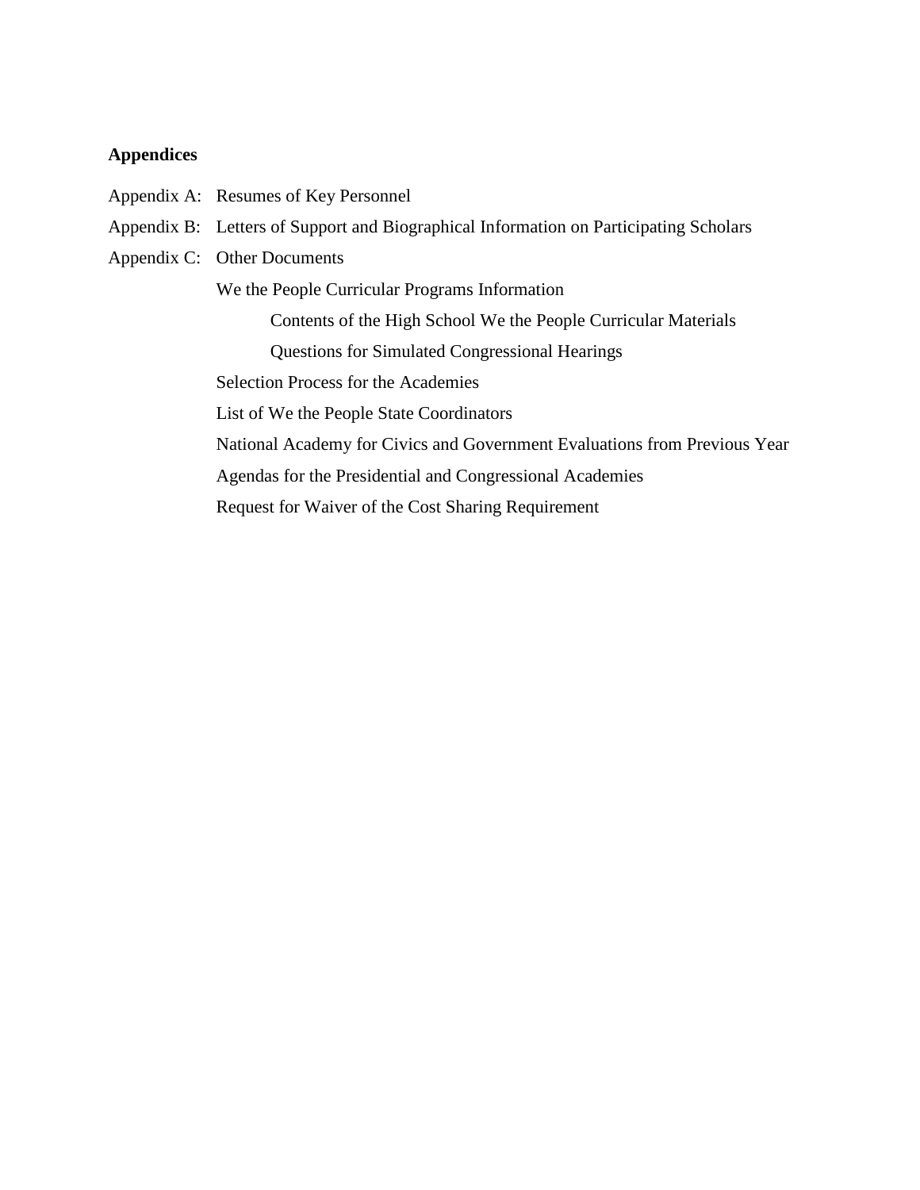**Appendices**

Appendix A: Resumes of Key Personnel

Appendix B: Letters of Support and Biographical Information on Participating Scholars

Appendix C: Other Documents

- We the People Curricular Programs Information
  - Contents of the High School We the People Curricular Materials
  - Questions for Simulated Congressional Hearings
- Selection Process for the Academies
- List of We the People State Coordinators
- National Academy for Civics and Government Evaluations from Previous Year
- Agendas for the Presidential and Congressional Academies
- Request for Waiver of the Cost Sharing Requirement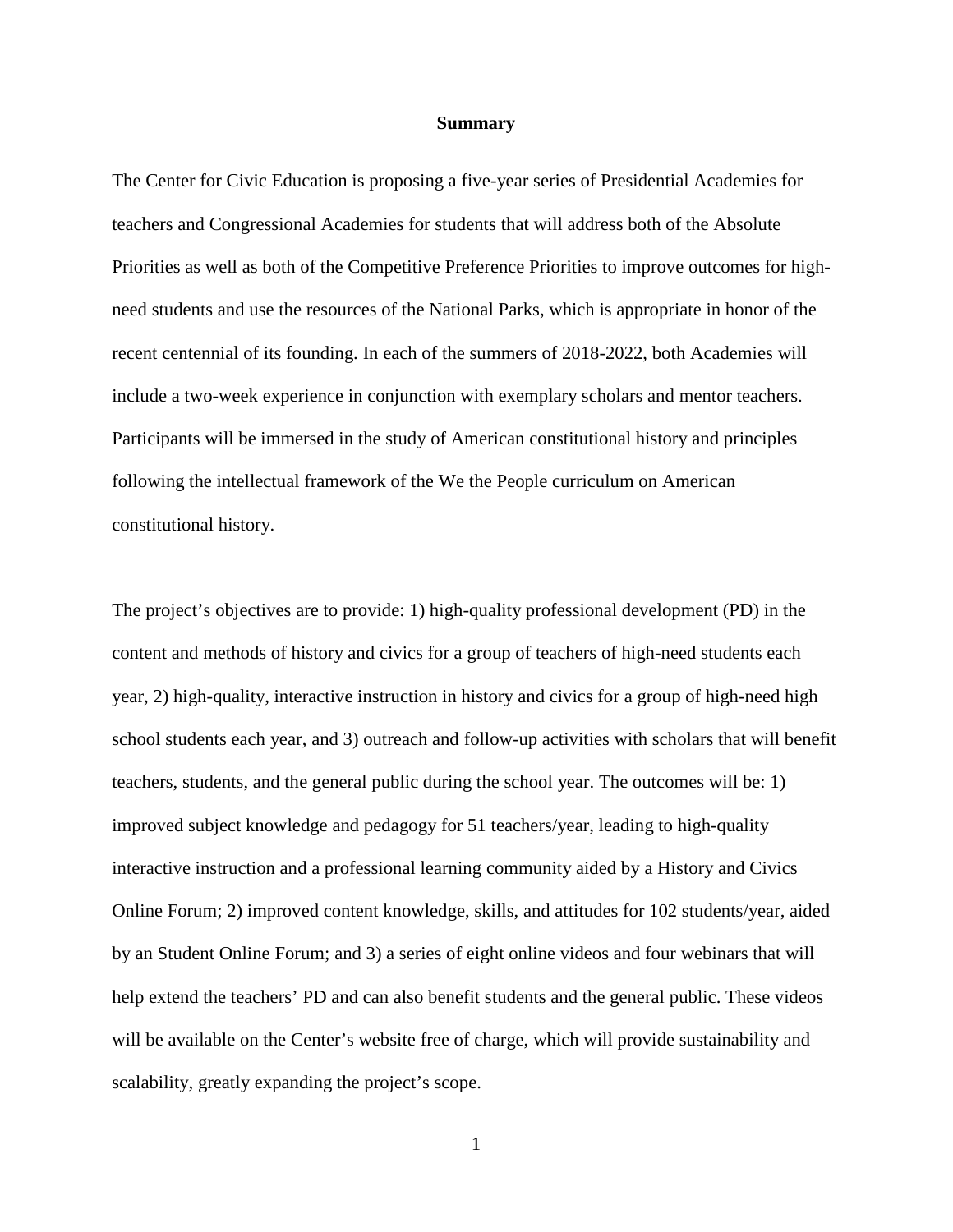## Summary

The Center for Civic Education is proposing a five-year series of Presidential Academies for teachers and Congressional Academies for students that will address both of the Absolute Priorities as well as both of the Competitive Preference Priorities to improve outcomes for high-need students and use the resources of the National Parks, which is appropriate in honor of the recent centennial of its founding. In each of the summers of 2018-2022, both Academies will include a two-week experience in conjunction with exemplary scholars and mentor teachers. Participants will be immersed in the study of American constitutional history and principles following the intellectual framework of the We the People curriculum on American constitutional history.

The project's objectives are to provide: 1) high-quality professional development (PD) in the content and methods of history and civics for a group of teachers of high-need students each year, 2) high-quality, interactive instruction in history and civics for a group of high-need high school students each year, and 3) outreach and follow-up activities with scholars that will benefit teachers, students, and the general public during the school year. The outcomes will be: 1) improved subject knowledge and pedagogy for 51 teachers/year, leading to high-quality interactive instruction and a professional learning community aided by a History and Civics Online Forum; 2) improved content knowledge, skills, and attitudes for 102 students/year, aided by an Student Online Forum; and 3) a series of eight online videos and four webinars that will help extend the teachers' PD and can also benefit students and the general public. These videos will be available on the Center's website free of charge, which will provide sustainability and scalability, greatly expanding the project's scope.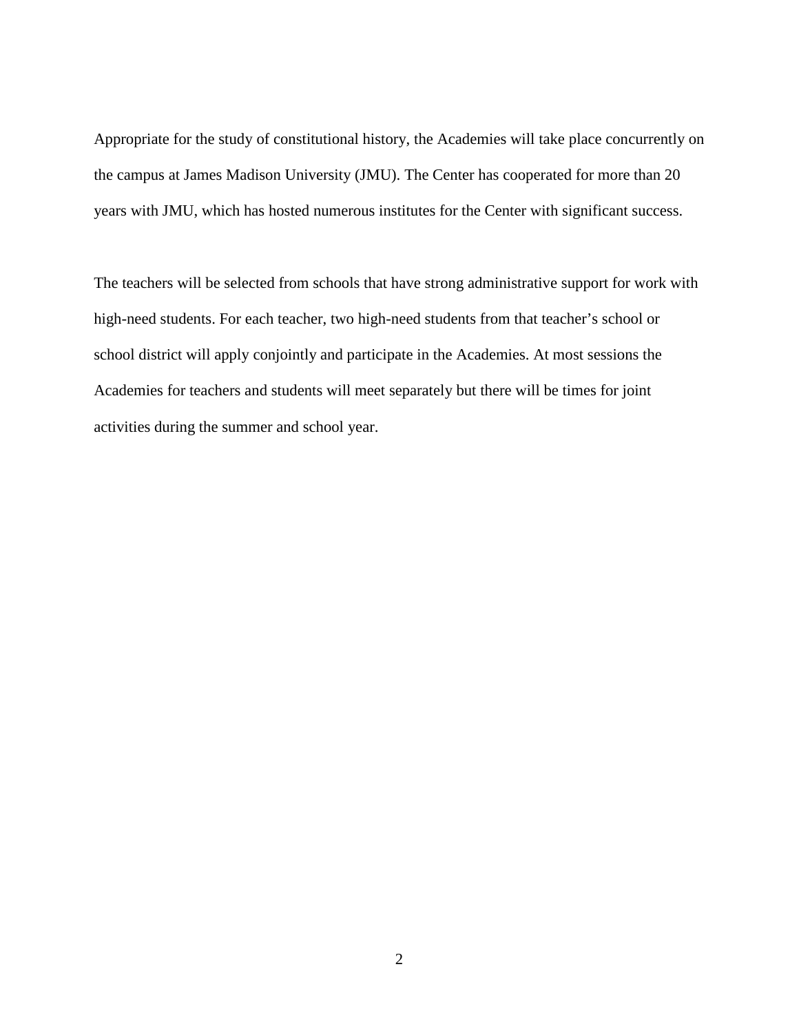Appropriate for the study of constitutional history, the Academies will take place concurrently on the campus at James Madison University (JMU). The Center has cooperated for more than 20 years with JMU, which has hosted numerous institutes for the Center with significant success.

The teachers will be selected from schools that have strong administrative support for work with high-need students. For each teacher, two high-need students from that teacher's school or school district will apply conjointly and participate in the Academies. At most sessions the Academies for teachers and students will meet separately but there will be times for joint activities during the summer and school year.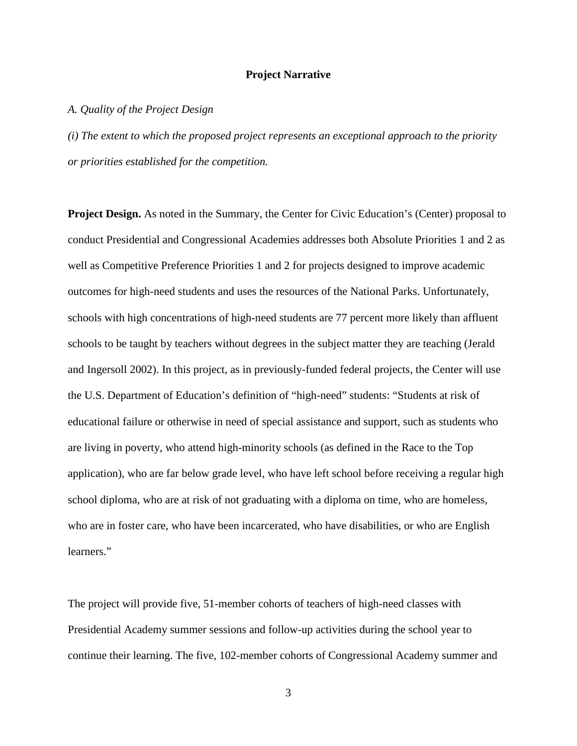**Project Narrative**

*A. Quality of the Project Design*

*(i) The extent to which the proposed project represents an exceptional approach to the priority or priorities established for the competition.*

**Project Design.** As noted in the Summary, the Center for Civic Education's (Center) proposal to conduct Presidential and Congressional Academies addresses both Absolute Priorities 1 and 2 as well as Competitive Preference Priorities 1 and 2 for projects designed to improve academic outcomes for high-need students and uses the resources of the National Parks. Unfortunately, schools with high concentrations of high-need students are 77 percent more likely than affluent schools to be taught by teachers without degrees in the subject matter they are teaching (Jerald and Ingersoll 2002). In this project, as in previously-funded federal projects, the Center will use the U.S. Department of Education's definition of "high-need" students: "Students at risk of educational failure or otherwise in need of special assistance and support, such as students who are living in poverty, who attend high-minority schools (as defined in the Race to the Top application), who are far below grade level, who have left school before receiving a regular high school diploma, who are at risk of not graduating with a diploma on time, who are homeless, who are in foster care, who have been incarcerated, who have disabilities, or who are English learners."

The project will provide five, 51-member cohorts of teachers of high-need classes with Presidential Academy summer sessions and follow-up activities during the school year to continue their learning. The five, 102-member cohorts of Congressional Academy summer and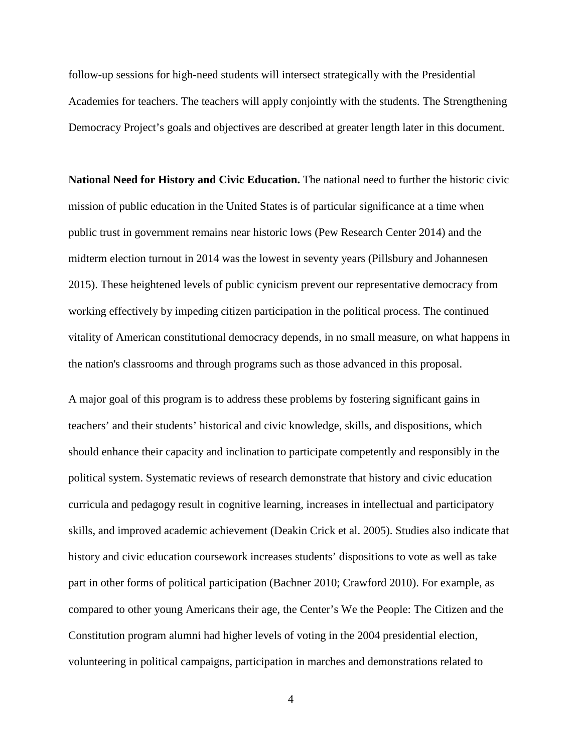follow-up sessions for high-need students will intersect strategically with the Presidential Academies for teachers. The teachers will apply conjointly with the students. The Strengthening Democracy Project's goals and objectives are described at greater length later in this document.

**National Need for History and Civic Education.** The national need to further the historic civic mission of public education in the United States is of particular significance at a time when public trust in government remains near historic lows (Pew Research Center 2014) and the midterm election turnout in 2014 was the lowest in seventy years (Pillsbury and Johannesen 2015). These heightened levels of public cynicism prevent our representative democracy from working effectively by impeding citizen participation in the political process. The continued vitality of American constitutional democracy depends, in no small measure, on what happens in the nation's classrooms and through programs such as those advanced in this proposal.

A major goal of this program is to address these problems by fostering significant gains in teachers' and their students' historical and civic knowledge, skills, and dispositions, which should enhance their capacity and inclination to participate competently and responsibly in the political system. Systematic reviews of research demonstrate that history and civic education curricula and pedagogy result in cognitive learning, increases in intellectual and participatory skills, and improved academic achievement (Deakin Crick et al. 2005). Studies also indicate that history and civic education coursework increases students' dispositions to vote as well as take part in other forms of political participation (Bachner 2010; Crawford 2010). For example, as compared to other young Americans their age, the Center's We the People: The Citizen and the Constitution program alumni had higher levels of voting in the 2004 presidential election, volunteering in political campaigns, participation in marches and demonstrations related to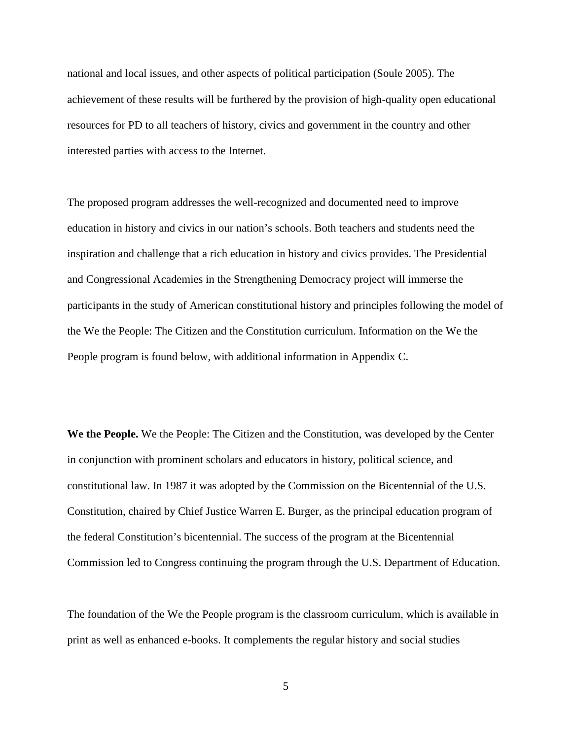national and local issues, and other aspects of political participation (Soule 2005). The achievement of these results will be furthered by the provision of high-quality open educational resources for PD to all teachers of history, civics and government in the country and other interested parties with access to the Internet.

The proposed program addresses the well-recognized and documented need to improve education in history and civics in our nation's schools. Both teachers and students need the inspiration and challenge that a rich education in history and civics provides. The Presidential and Congressional Academies in the Strengthening Democracy project will immerse the participants in the study of American constitutional history and principles following the model of the We the People: The Citizen and the Constitution curriculum. Information on the We the People program is found below, with additional information in Appendix C.

**We the People.** We the People: The Citizen and the Constitution, was developed by the Center in conjunction with prominent scholars and educators in history, political science, and constitutional law. In 1987 it was adopted by the Commission on the Bicentennial of the U.S. Constitution, chaired by Chief Justice Warren E. Burger, as the principal education program of the federal Constitution's bicentennial. The success of the program at the Bicentennial Commission led to Congress continuing the program through the U.S. Department of Education.

The foundation of the We the People program is the classroom curriculum, which is available in print as well as enhanced e-books. It complements the regular history and social studies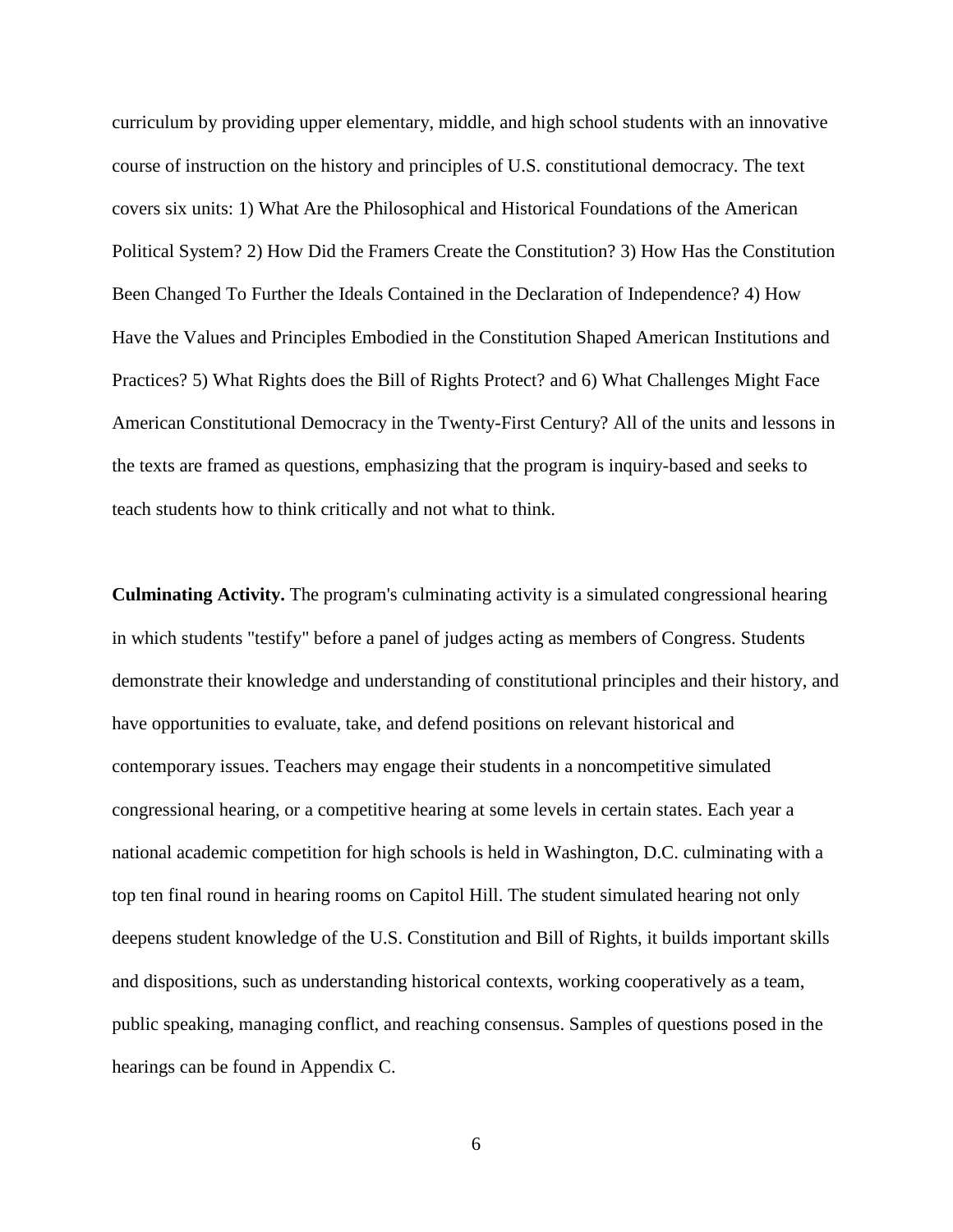curriculum by providing upper elementary, middle, and high school students with an innovative course of instruction on the history and principles of U.S. constitutional democracy. The text covers six units: 1) What Are the Philosophical and Historical Foundations of the American Political System? 2) How Did the Framers Create the Constitution? 3) How Has the Constitution Been Changed To Further the Ideals Contained in the Declaration of Independence? 4) How Have the Values and Principles Embodied in the Constitution Shaped American Institutions and Practices? 5) What Rights does the Bill of Rights Protect? and 6) What Challenges Might Face American Constitutional Democracy in the Twenty-First Century? All of the units and lessons in the texts are framed as questions, emphasizing that the program is inquiry-based and seeks to teach students how to think critically and not what to think.

**Culminating Activity.** The program's culminating activity is a simulated congressional hearing in which students "testify" before a panel of judges acting as members of Congress. Students demonstrate their knowledge and understanding of constitutional principles and their history, and have opportunities to evaluate, take, and defend positions on relevant historical and contemporary issues. Teachers may engage their students in a noncompetitive simulated congressional hearing, or a competitive hearing at some levels in certain states. Each year a national academic competition for high schools is held in Washington, D.C. culminating with a top ten final round in hearing rooms on Capitol Hill. The student simulated hearing not only deepens student knowledge of the U.S. Constitution and Bill of Rights, it builds important skills and dispositions, such as understanding historical contexts, working cooperatively as a team, public speaking, managing conflict, and reaching consensus. Samples of questions posed in the hearings can be found in Appendix C.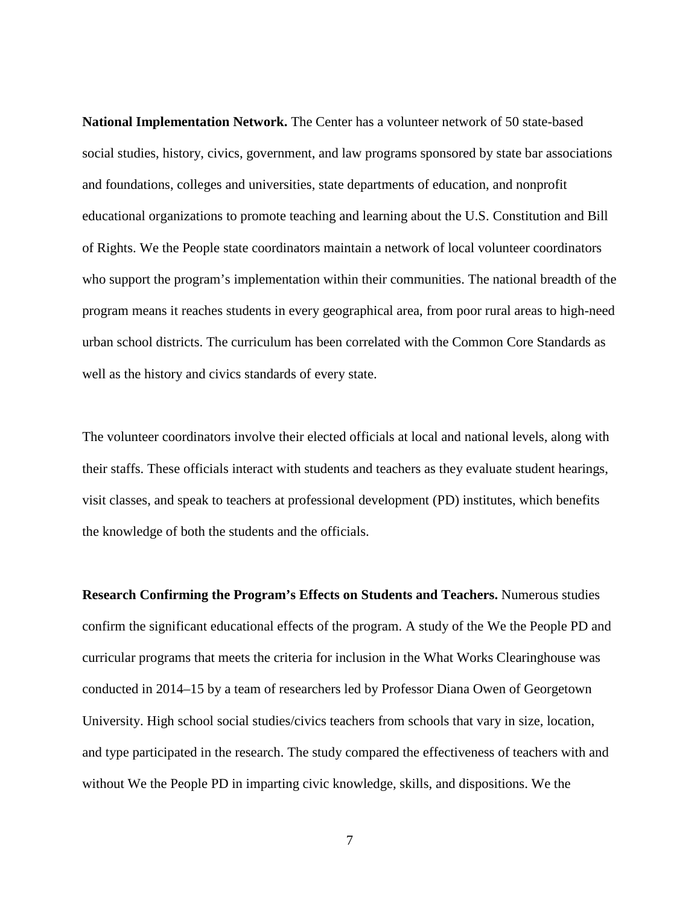**National Implementation Network.** The Center has a volunteer network of 50 state-based social studies, history, civics, government, and law programs sponsored by state bar associations and foundations, colleges and universities, state departments of education, and nonprofit educational organizations to promote teaching and learning about the U.S. Constitution and Bill of Rights. We the People state coordinators maintain a network of local volunteer coordinators who support the program's implementation within their communities. The national breadth of the program means it reaches students in every geographical area, from poor rural areas to high-need urban school districts. The curriculum has been correlated with the Common Core Standards as well as the history and civics standards of every state.

The volunteer coordinators involve their elected officials at local and national levels, along with their staffs. These officials interact with students and teachers as they evaluate student hearings, visit classes, and speak to teachers at professional development (PD) institutes, which benefits the knowledge of both the students and the officials.

**Research Confirming the Program's Effects on Students and Teachers.** Numerous studies confirm the significant educational effects of the program. A study of the We the People PD and curricular programs that meets the criteria for inclusion in the What Works Clearinghouse was conducted in 2014–15 by a team of researchers led by Professor Diana Owen of Georgetown University. High school social studies/civics teachers from schools that vary in size, location, and type participated in the research. The study compared the effectiveness of teachers with and without We the People PD in imparting civic knowledge, skills, and dispositions. We the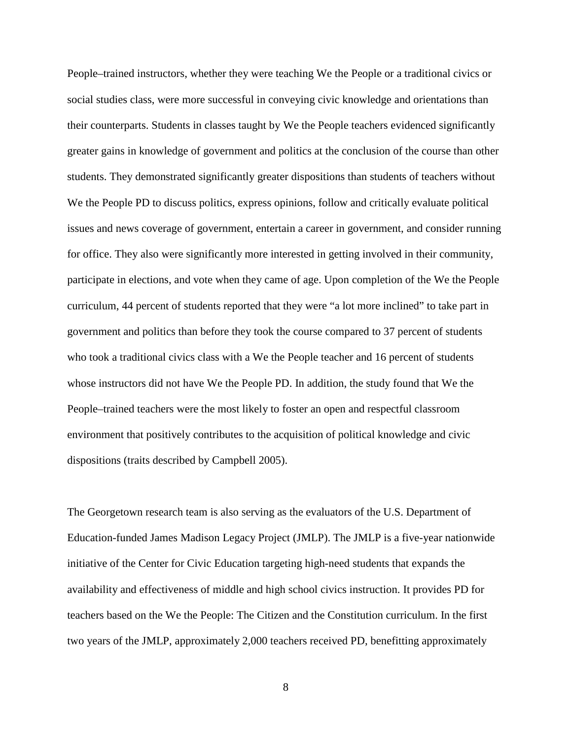People–trained instructors, whether they were teaching We the People or a traditional civics or social studies class, were more successful in conveying civic knowledge and orientations than their counterparts. Students in classes taught by We the People teachers evidenced significantly greater gains in knowledge of government and politics at the conclusion of the course than other students. They demonstrated significantly greater dispositions than students of teachers without We the People PD to discuss politics, express opinions, follow and critically evaluate political issues and news coverage of government, entertain a career in government, and consider running for office. They also were significantly more interested in getting involved in their community, participate in elections, and vote when they came of age. Upon completion of the We the People curriculum, 44 percent of students reported that they were "a lot more inclined" to take part in government and politics than before they took the course compared to 37 percent of students who took a traditional civics class with a We the People teacher and 16 percent of students whose instructors did not have We the People PD. In addition, the study found that We the People–trained teachers were the most likely to foster an open and respectful classroom environment that positively contributes to the acquisition of political knowledge and civic dispositions (traits described by Campbell 2005).

The Georgetown research team is also serving as the evaluators of the U.S. Department of Education-funded James Madison Legacy Project (JMLP). The JMLP is a five-year nationwide initiative of the Center for Civic Education targeting high-need students that expands the availability and effectiveness of middle and high school civics instruction. It provides PD for teachers based on the We the People: The Citizen and the Constitution curriculum. In the first two years of the JMLP, approximately 2,000 teachers received PD, benefitting approximately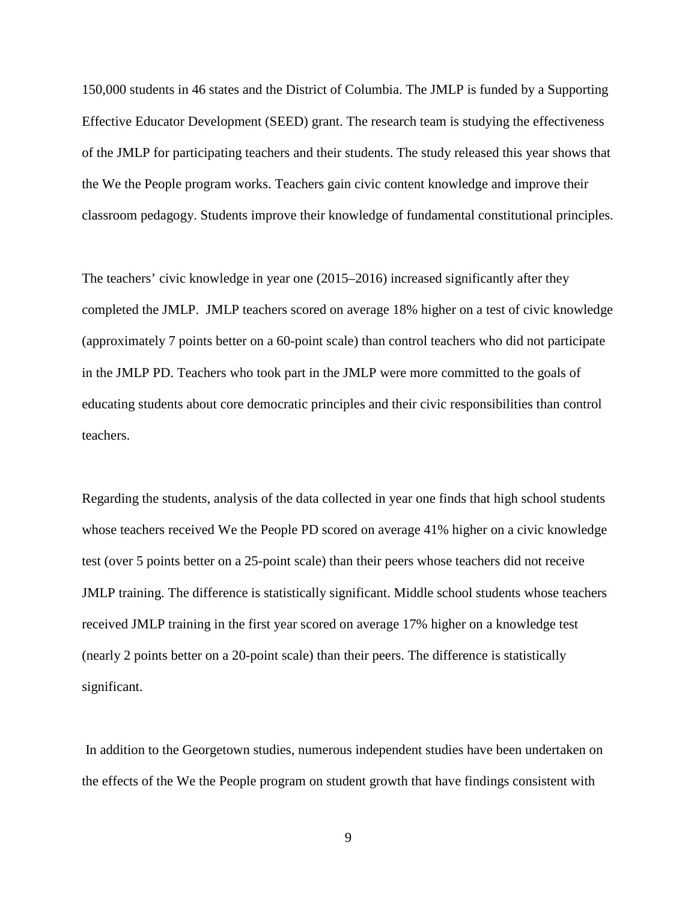150,000 students in 46 states and the District of Columbia. The JMLP is funded by a Supporting Effective Educator Development (SEED) grant. The research team is studying the effectiveness of the JMLP for participating teachers and their students. The study released this year shows that the We the People program works. Teachers gain civic content knowledge and improve their classroom pedagogy. Students improve their knowledge of fundamental constitutional principles.

The teachers' civic knowledge in year one (2015–2016) increased significantly after they completed the JMLP. JMLP teachers scored on average 18% higher on a test of civic knowledge (approximately 7 points better on a 60-point scale) than control teachers who did not participate in the JMLP PD. Teachers who took part in the JMLP were more committed to the goals of educating students about core democratic principles and their civic responsibilities than control teachers.

Regarding the students, analysis of the data collected in year one finds that high school students whose teachers received We the People PD scored on average 41% higher on a civic knowledge test (over 5 points better on a 25-point scale) than their peers whose teachers did not receive JMLP training. The difference is statistically significant. Middle school students whose teachers received JMLP training in the first year scored on average 17% higher on a knowledge test (nearly 2 points better on a 20-point scale) than their peers. The difference is statistically significant.

In addition to the Georgetown studies, numerous independent studies have been undertaken on the effects of the We the People program on student growth that have findings consistent with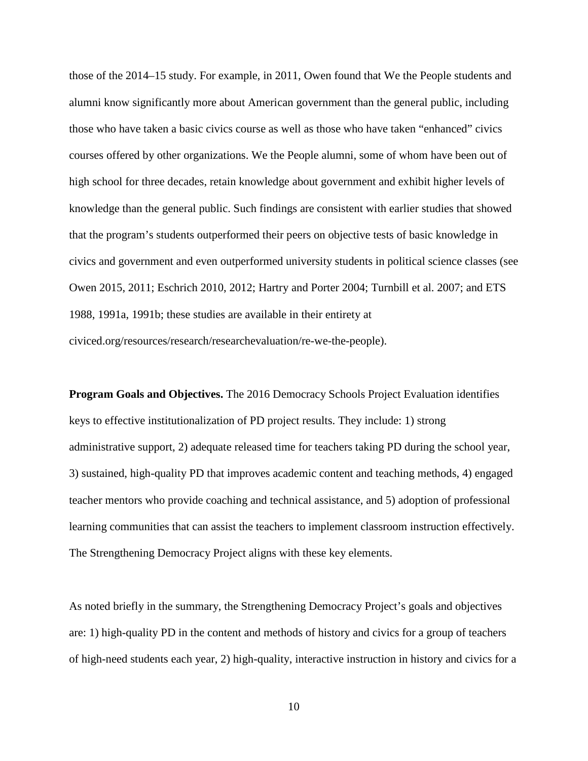those of the 2014–15 study. For example, in 2011, Owen found that We the People students and alumni know significantly more about American government than the general public, including those who have taken a basic civics course as well as those who have taken "enhanced" civics courses offered by other organizations. We the People alumni, some of whom have been out of high school for three decades, retain knowledge about government and exhibit higher levels of knowledge than the general public. Such findings are consistent with earlier studies that showed that the program's students outperformed their peers on objective tests of basic knowledge in civics and government and even outperformed university students in political science classes (see Owen 2015, 2011; Eschrich 2010, 2012; Hartry and Porter 2004; Turnbill et al. 2007; and ETS 1988, 1991a, 1991b; these studies are available in their entirety at civiced.org/resources/research/researchevaluation/re-we-the-people).

**Program Goals and Objectives.** The 2016 Democracy Schools Project Evaluation identifies keys to effective institutionalization of PD project results. They include: 1) strong administrative support, 2) adequate released time for teachers taking PD during the school year, 3) sustained, high-quality PD that improves academic content and teaching methods, 4) engaged teacher mentors who provide coaching and technical assistance, and 5) adoption of professional learning communities that can assist the teachers to implement classroom instruction effectively. The Strengthening Democracy Project aligns with these key elements.

As noted briefly in the summary, the Strengthening Democracy Project's goals and objectives are: 1) high-quality PD in the content and methods of history and civics for a group of teachers of high-need students each year, 2) high-quality, interactive instruction in history and civics for a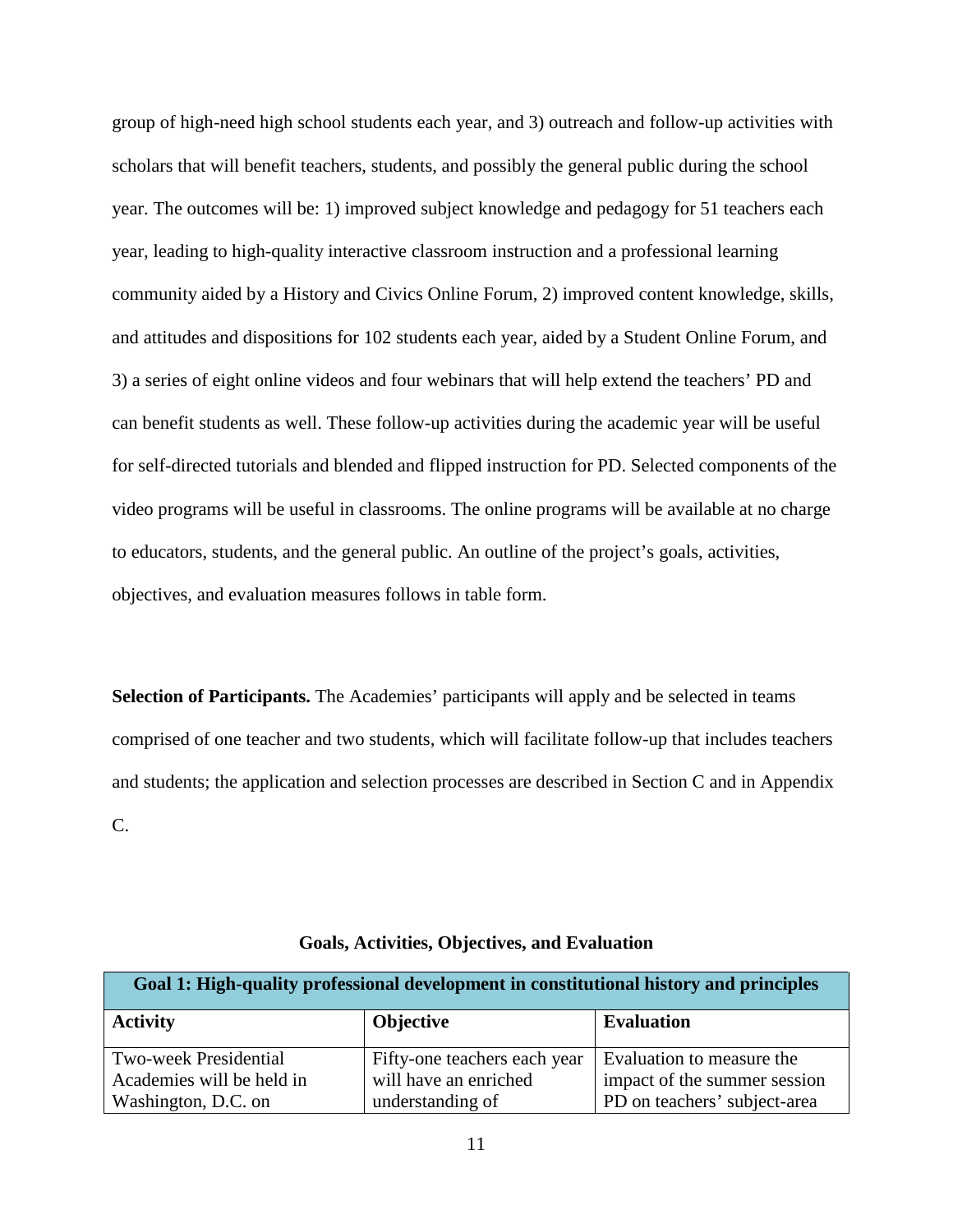group of high-need high school students each year, and 3) outreach and follow-up activities with scholars that will benefit teachers, students, and possibly the general public during the school year. The outcomes will be: 1) improved subject knowledge and pedagogy for 51 teachers each year, leading to high-quality interactive classroom instruction and a professional learning community aided by a History and Civics Online Forum, 2) improved content knowledge, skills, and attitudes and dispositions for 102 students each year, aided by a Student Online Forum, and 3) a series of eight online videos and four webinars that will help extend the teachers' PD and can benefit students as well. These follow-up activities during the academic year will be useful for self-directed tutorials and blended and flipped instruction for PD. Selected components of the video programs will be useful in classrooms. The online programs will be available at no charge to educators, students, and the general public. An outline of the project's goals, activities, objectives, and evaluation measures follows in table form.

**Selection of Participants.** The Academies' participants will apply and be selected in teams comprised of one teacher and two students, which will facilitate follow-up that includes teachers and students; the application and selection processes are described in Section C and in Appendix C.

**Goals, Activities, Objectives, and Evaluation**

| **Goal 1: High-quality professional development in constitutional history and principles** | | |
|---|---|---|
| **Activity** | **Objective** | **Evaluation** |
| Two-week Presidential Academies will be held in Washington, D.C. on | Fifty-one teachers each year will have an enriched understanding of | Evaluation to measure the impact of the summer session PD on teachers' subject-area |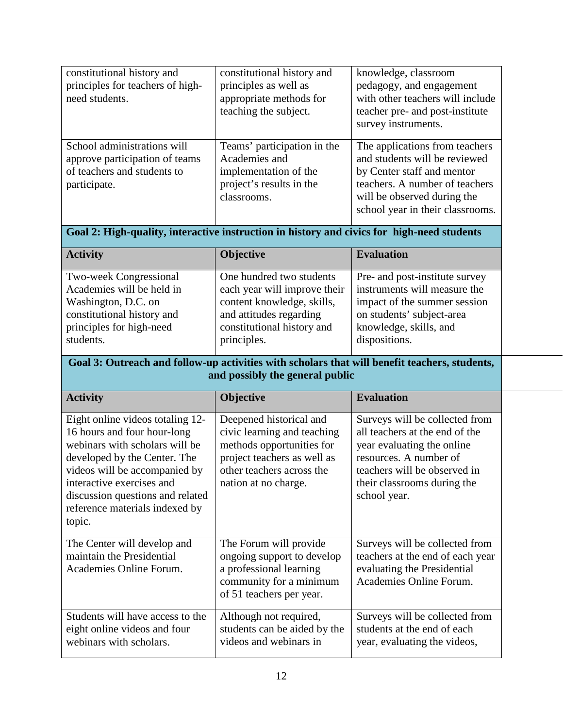| | | |
|---|---|---|
| constitutional history and principles for teachers of high-need students. | constitutional history and principles as well as appropriate methods for teaching the subject. | knowledge, classroom pedagogy, and engagement with other teachers will include teacher pre- and post-institute survey instruments. |
| School administrations will approve participation of teams of teachers and students to participate. | Teams' participation in the Academies and implementation of the project's results in the classrooms. | The applications from teachers and students will be reviewed by Center staff and mentor teachers. A number of teachers will be observed during the school year in their classrooms. |

**Goal 2: High-quality, interactive instruction in history and civics for high-need students**

| Activity | Objective | Evaluation |
|---|---|---|
| Two-week Congressional Academies will be held in Washington, D.C. on constitutional history and principles for high-need students. | One hundred two students each year will improve their content knowledge, skills, and attitudes regarding constitutional history and principles. | Pre- and post-institute survey instruments will measure the impact of the summer session on students' subject-area knowledge, skills, and dispositions. |

**Goal 3: Outreach and follow-up activities with scholars that will benefit teachers, students, and possibly the general public**

| Activity | Objective | Evaluation |
|---|---|---|
| Eight online videos totaling 12-16 hours and four hour-long webinars with scholars will be developed by the Center. The videos will be accompanied by interactive exercises and discussion questions and related reference materials indexed by topic. | Deepened historical and civic learning and teaching methods opportunities for project teachers as well as other teachers across the nation at no charge. | Surveys will be collected from all teachers at the end of the year evaluating the online resources. A number of teachers will be observed in their classrooms during the school year. |
| The Center will develop and maintain the Presidential Academies Online Forum. | The Forum will provide ongoing support to develop a professional learning community for a minimum of 51 teachers per year. | Surveys will be collected from teachers at the end of each year evaluating the Presidential Academies Online Forum. |
| Students will have access to the eight online videos and four webinars with scholars. | Although not required, students can be aided by the videos and webinars in | Surveys will be collected from students at the end of each year, evaluating the videos, |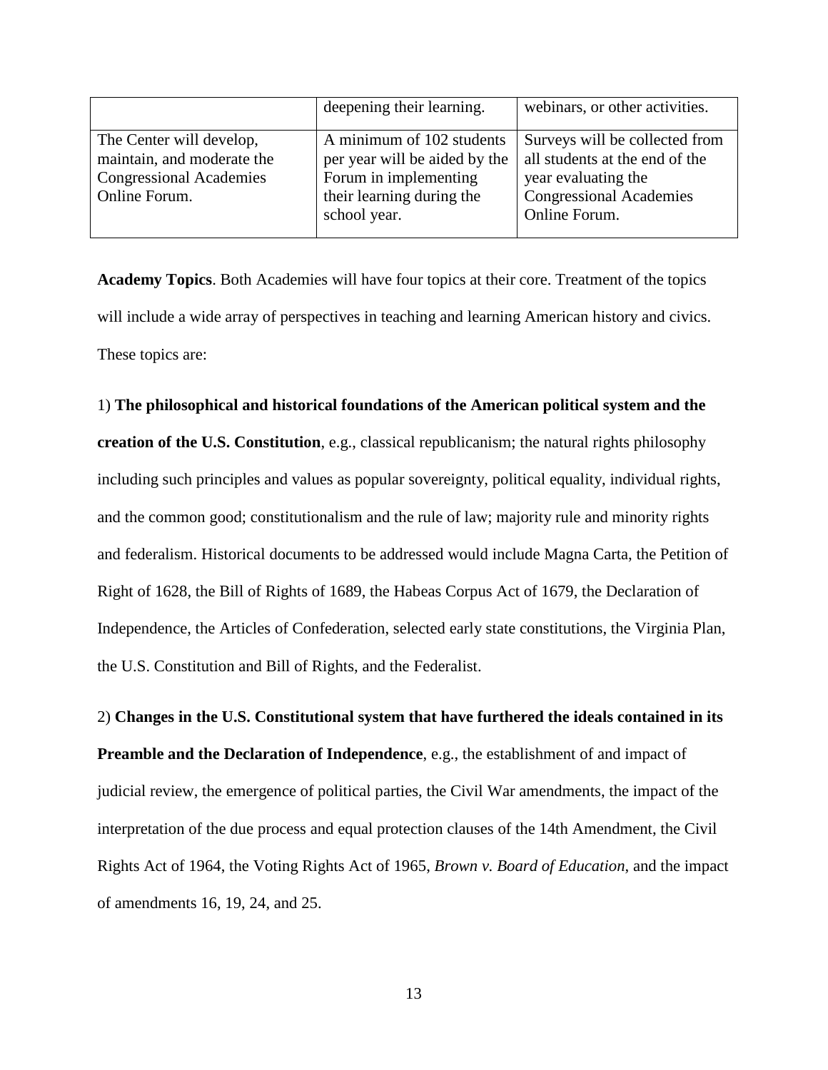| | | |
|---|---|---|
| | deepening their learning. | webinars, or other activities. |
| The Center will develop, maintain, and moderate the Congressional Academies Online Forum. | A minimum of 102 students per year will be aided by the Forum in implementing their learning during the school year. | Surveys will be collected from all students at the end of the year evaluating the Congressional Academies Online Forum. |

**Academy Topics**. Both Academies will have four topics at their core. Treatment of the topics will include a wide array of perspectives in teaching and learning American history and civics. These topics are:

1) **The philosophical and historical foundations of the American political system and the creation of the U.S. Constitution**, e.g., classical republicanism; the natural rights philosophy including such principles and values as popular sovereignty, political equality, individual rights, and the common good; constitutionalism and the rule of law; majority rule and minority rights and federalism. Historical documents to be addressed would include Magna Carta, the Petition of Right of 1628, the Bill of Rights of 1689, the Habeas Corpus Act of 1679, the Declaration of Independence, the Articles of Confederation, selected early state constitutions, the Virginia Plan, the U.S. Constitution and Bill of Rights, and the Federalist.

2) **Changes in the U.S. Constitutional system that have furthered the ideals contained in its Preamble and the Declaration of Independence**, e.g., the establishment of and impact of judicial review, the emergence of political parties, the Civil War amendments, the impact of the interpretation of the due process and equal protection clauses of the 14th Amendment, the Civil Rights Act of 1964, the Voting Rights Act of 1965, *Brown v. Board of Education*, and the impact of amendments 16, 19, 24, and 25.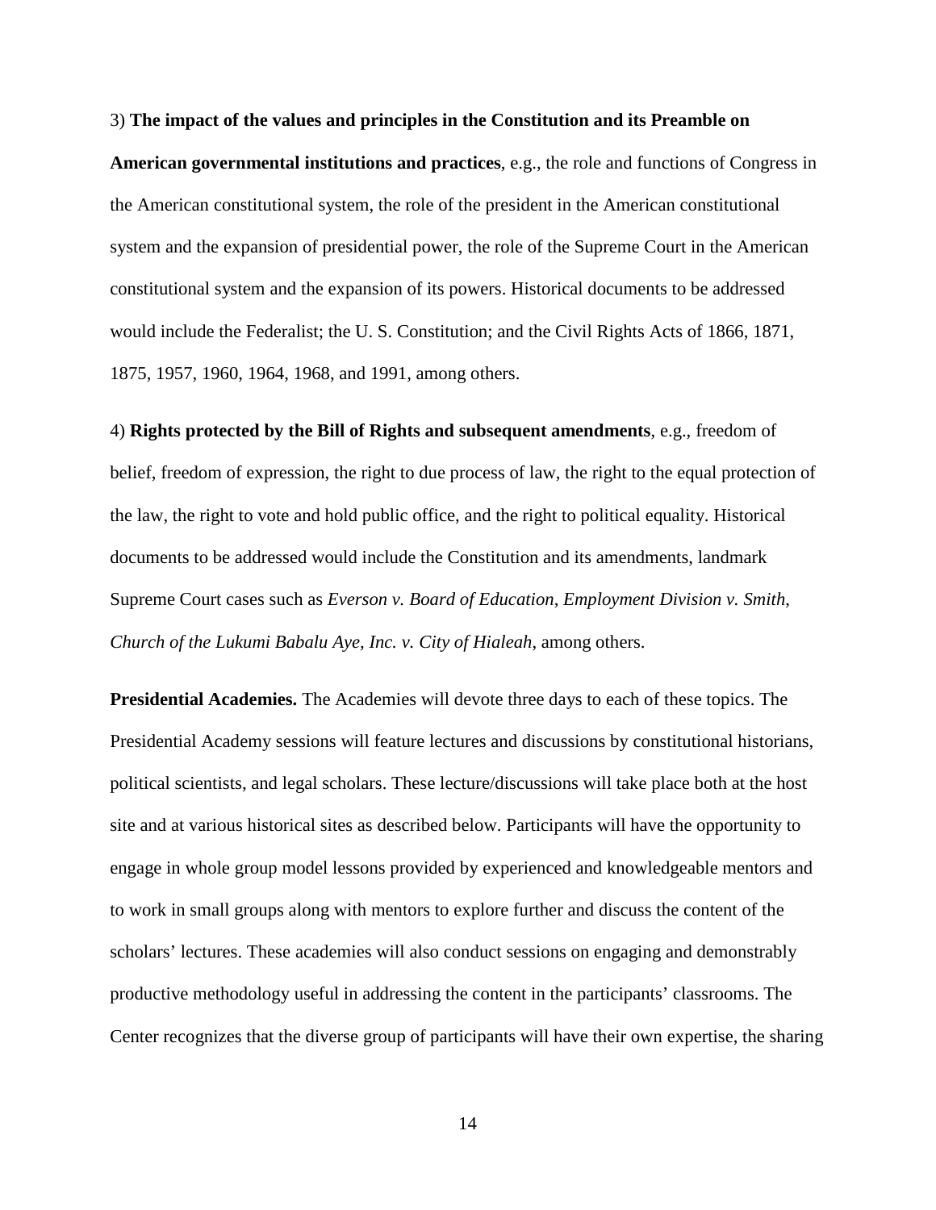3) **The impact of the values and principles in the Constitution and its Preamble on American governmental institutions and practices**, e.g., the role and functions of Congress in the American constitutional system, the role of the president in the American constitutional system and the expansion of presidential power, the role of the Supreme Court in the American constitutional system and the expansion of its powers. Historical documents to be addressed would include the Federalist; the U. S. Constitution; and the Civil Rights Acts of 1866, 1871, 1875, 1957, 1960, 1964, 1968, and 1991, among others.

4) **Rights protected by the Bill of Rights and subsequent amendments**, e.g., freedom of belief, freedom of expression, the right to due process of law, the right to the equal protection of the law, the right to vote and hold public office, and the right to political equality. Historical documents to be addressed would include the Constitution and its amendments, landmark Supreme Court cases such as *Everson v. Board of Education*, *Employment Division v. Smith*, *Church of the Lukumi Babalu Aye, Inc. v. City of Hialeah*, among others.

**Presidential Academies.** The Academies will devote three days to each of these topics. The Presidential Academy sessions will feature lectures and discussions by constitutional historians, political scientists, and legal scholars. These lecture/discussions will take place both at the host site and at various historical sites as described below. Participants will have the opportunity to engage in whole group model lessons provided by experienced and knowledgeable mentors and to work in small groups along with mentors to explore further and discuss the content of the scholars' lectures. These academies will also conduct sessions on engaging and demonstrably productive methodology useful in addressing the content in the participants' classrooms. The Center recognizes that the diverse group of participants will have their own expertise, the sharing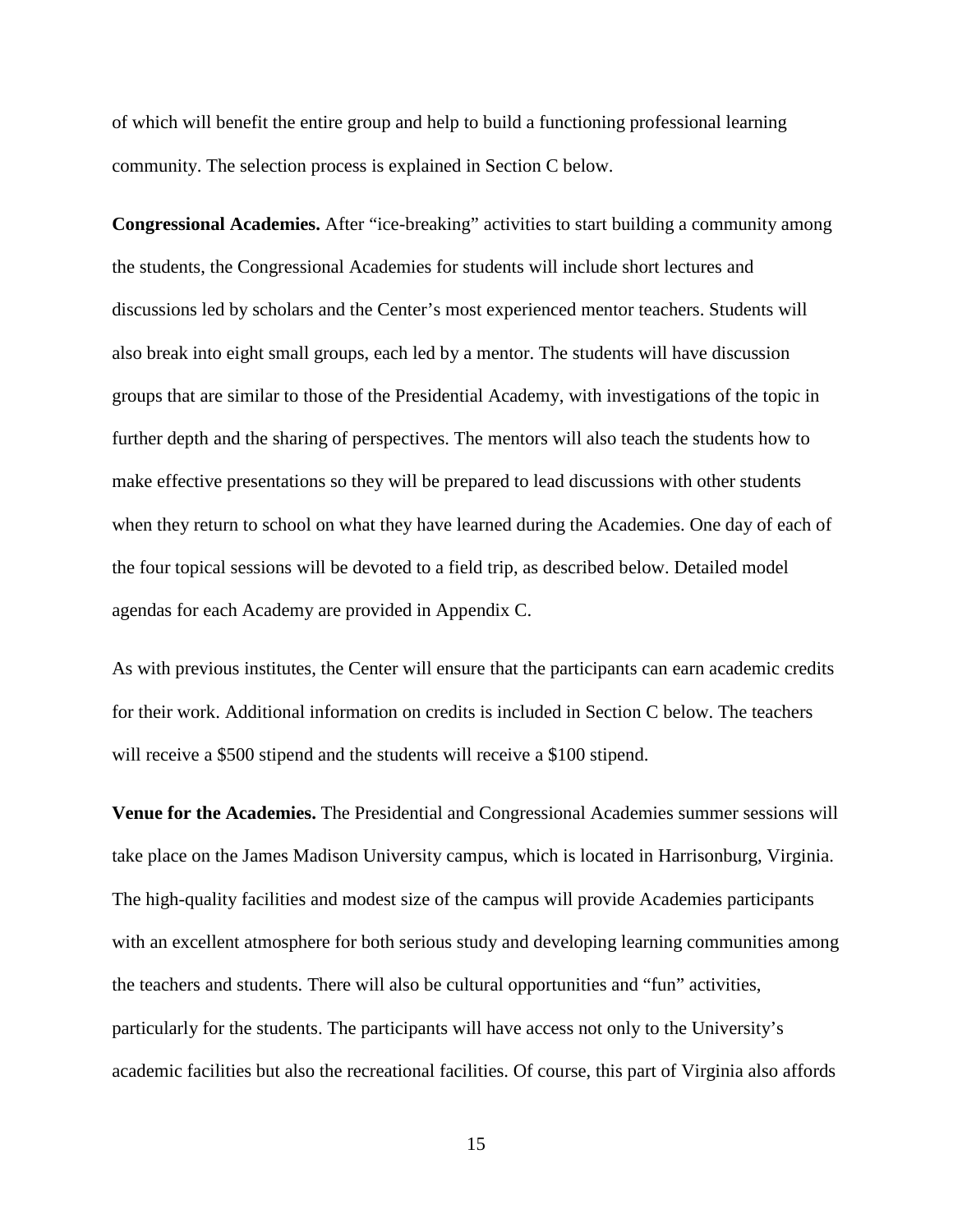of which will benefit the entire group and help to build a functioning professional learning community. The selection process is explained in Section C below.

**Congressional Academies.** After "ice-breaking" activities to start building a community among the students, the Congressional Academies for students will include short lectures and discussions led by scholars and the Center's most experienced mentor teachers. Students will also break into eight small groups, each led by a mentor. The students will have discussion groups that are similar to those of the Presidential Academy, with investigations of the topic in further depth and the sharing of perspectives. The mentors will also teach the students how to make effective presentations so they will be prepared to lead discussions with other students when they return to school on what they have learned during the Academies. One day of each of the four topical sessions will be devoted to a field trip, as described below. Detailed model agendas for each Academy are provided in Appendix C.

As with previous institutes, the Center will ensure that the participants can earn academic credits for their work. Additional information on credits is included in Section C below. The teachers will receive a $500 stipend and the students will receive a $100 stipend.

**Venue for the Academies.** The Presidential and Congressional Academies summer sessions will take place on the James Madison University campus, which is located in Harrisonburg, Virginia. The high-quality facilities and modest size of the campus will provide Academies participants with an excellent atmosphere for both serious study and developing learning communities among the teachers and students. There will also be cultural opportunities and "fun" activities, particularly for the students. The participants will have access not only to the University's academic facilities but also the recreational facilities. Of course, this part of Virginia also affords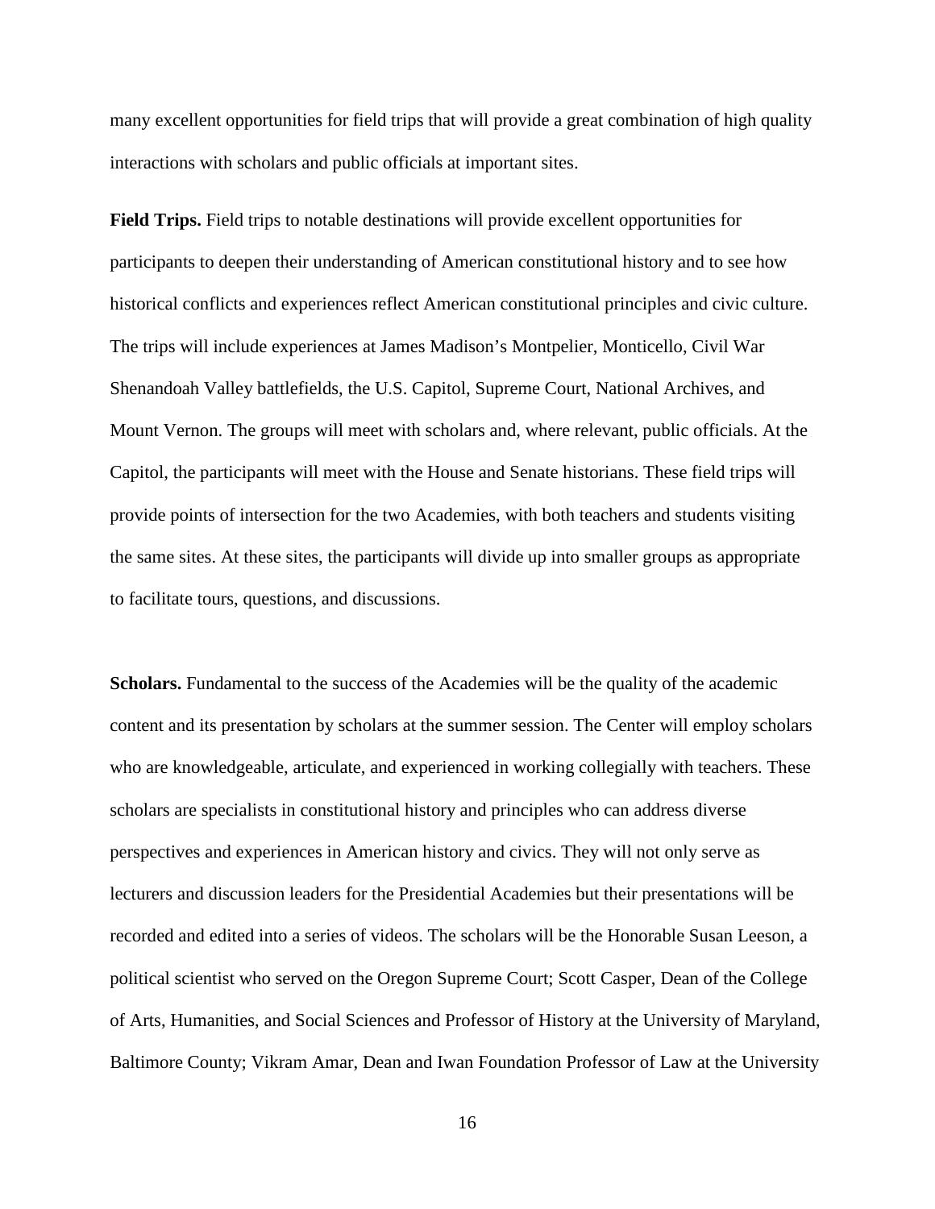many excellent opportunities for field trips that will provide a great combination of high quality interactions with scholars and public officials at important sites.

**Field Trips.** Field trips to notable destinations will provide excellent opportunities for participants to deepen their understanding of American constitutional history and to see how historical conflicts and experiences reflect American constitutional principles and civic culture. The trips will include experiences at James Madison's Montpelier, Monticello, Civil War Shenandoah Valley battlefields, the U.S. Capitol, Supreme Court, National Archives, and Mount Vernon. The groups will meet with scholars and, where relevant, public officials. At the Capitol, the participants will meet with the House and Senate historians. These field trips will provide points of intersection for the two Academies, with both teachers and students visiting the same sites. At these sites, the participants will divide up into smaller groups as appropriate to facilitate tours, questions, and discussions.

**Scholars.** Fundamental to the success of the Academies will be the quality of the academic content and its presentation by scholars at the summer session. The Center will employ scholars who are knowledgeable, articulate, and experienced in working collegially with teachers. These scholars are specialists in constitutional history and principles who can address diverse perspectives and experiences in American history and civics. They will not only serve as lecturers and discussion leaders for the Presidential Academies but their presentations will be recorded and edited into a series of videos. The scholars will be the Honorable Susan Leeson, a political scientist who served on the Oregon Supreme Court; Scott Casper, Dean of the College of Arts, Humanities, and Social Sciences and Professor of History at the University of Maryland, Baltimore County; Vikram Amar, Dean and Iwan Foundation Professor of Law at the University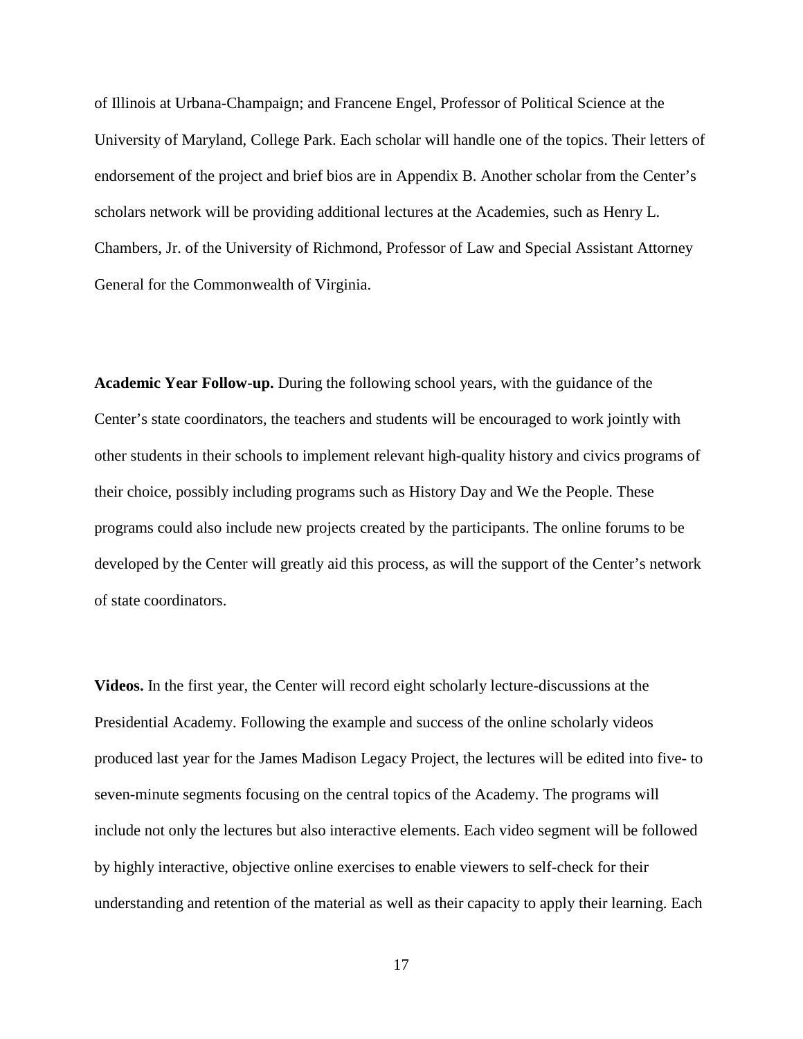of Illinois at Urbana-Champaign; and Francene Engel, Professor of Political Science at the University of Maryland, College Park. Each scholar will handle one of the topics. Their letters of endorsement of the project and brief bios are in Appendix B. Another scholar from the Center's scholars network will be providing additional lectures at the Academies, such as Henry L. Chambers, Jr. of the University of Richmond, Professor of Law and Special Assistant Attorney General for the Commonwealth of Virginia.

**Academic Year Follow-up.** During the following school years, with the guidance of the Center's state coordinators, the teachers and students will be encouraged to work jointly with other students in their schools to implement relevant high-quality history and civics programs of their choice, possibly including programs such as History Day and We the People. These programs could also include new projects created by the participants. The online forums to be developed by the Center will greatly aid this process, as will the support of the Center's network of state coordinators.

**Videos.** In the first year, the Center will record eight scholarly lecture-discussions at the Presidential Academy. Following the example and success of the online scholarly videos produced last year for the James Madison Legacy Project, the lectures will be edited into five- to seven-minute segments focusing on the central topics of the Academy. The programs will include not only the lectures but also interactive elements. Each video segment will be followed by highly interactive, objective online exercises to enable viewers to self-check for their understanding and retention of the material as well as their capacity to apply their learning. Each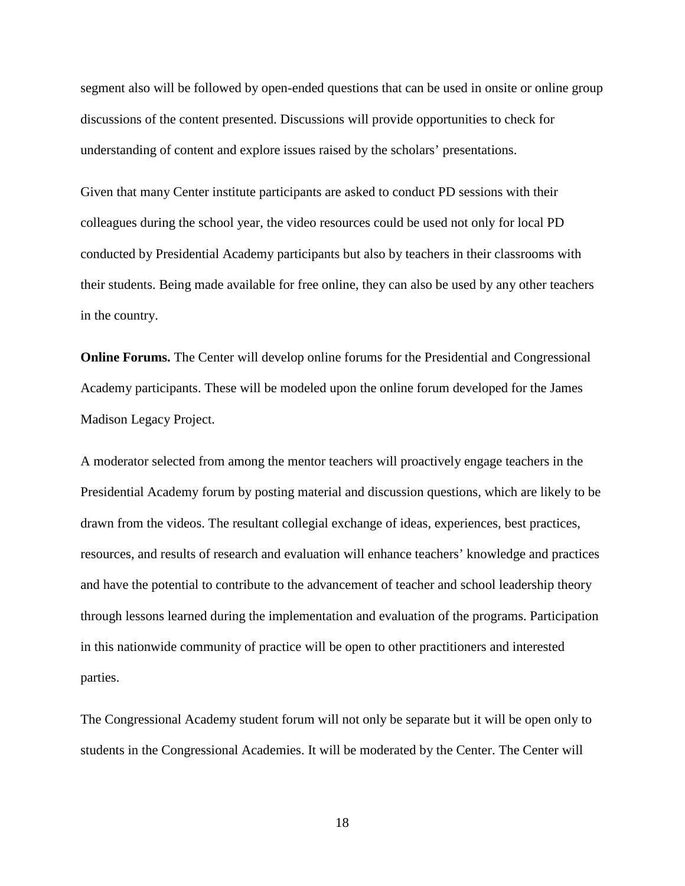segment also will be followed by open-ended questions that can be used in onsite or online group discussions of the content presented. Discussions will provide opportunities to check for understanding of content and explore issues raised by the scholars' presentations.

Given that many Center institute participants are asked to conduct PD sessions with their colleagues during the school year, the video resources could be used not only for local PD conducted by Presidential Academy participants but also by teachers in their classrooms with their students. Being made available for free online, they can also be used by any other teachers in the country.

**Online Forums.** The Center will develop online forums for the Presidential and Congressional Academy participants. These will be modeled upon the online forum developed for the James Madison Legacy Project.

A moderator selected from among the mentor teachers will proactively engage teachers in the Presidential Academy forum by posting material and discussion questions, which are likely to be drawn from the videos. The resultant collegial exchange of ideas, experiences, best practices, resources, and results of research and evaluation will enhance teachers' knowledge and practices and have the potential to contribute to the advancement of teacher and school leadership theory through lessons learned during the implementation and evaluation of the programs. Participation in this nationwide community of practice will be open to other practitioners and interested parties.

The Congressional Academy student forum will not only be separate but it will be open only to students in the Congressional Academies. It will be moderated by the Center. The Center will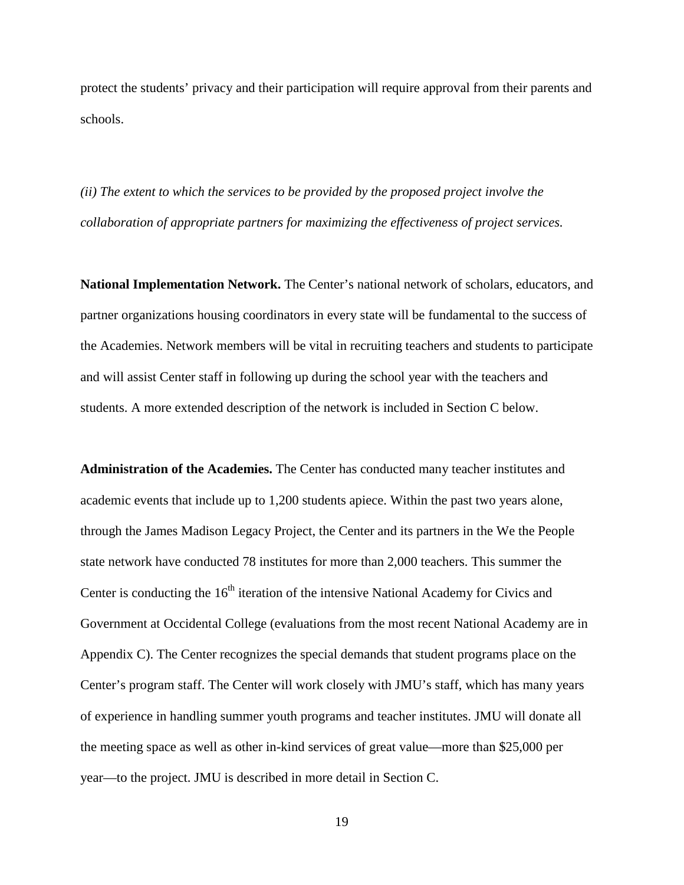protect the students' privacy and their participation will require approval from their parents and schools.

*(ii) The extent to which the services to be provided by the proposed project involve the collaboration of appropriate partners for maximizing the effectiveness of project services.*

**National Implementation Network.** The Center's national network of scholars, educators, and partner organizations housing coordinators in every state will be fundamental to the success of the Academies. Network members will be vital in recruiting teachers and students to participate and will assist Center staff in following up during the school year with the teachers and students. A more extended description of the network is included in Section C below.

**Administration of the Academies.** The Center has conducted many teacher institutes and academic events that include up to 1,200 students apiece. Within the past two years alone, through the James Madison Legacy Project, the Center and its partners in the We the People state network have conducted 78 institutes for more than 2,000 teachers. This summer the Center is conducting the 16th iteration of the intensive National Academy for Civics and Government at Occidental College (evaluations from the most recent National Academy are in Appendix C). The Center recognizes the special demands that student programs place on the Center's program staff. The Center will work closely with JMU's staff, which has many years of experience in handling summer youth programs and teacher institutes. JMU will donate all the meeting space as well as other in-kind services of great value—more than $25,000 per year—to the project. JMU is described in more detail in Section C.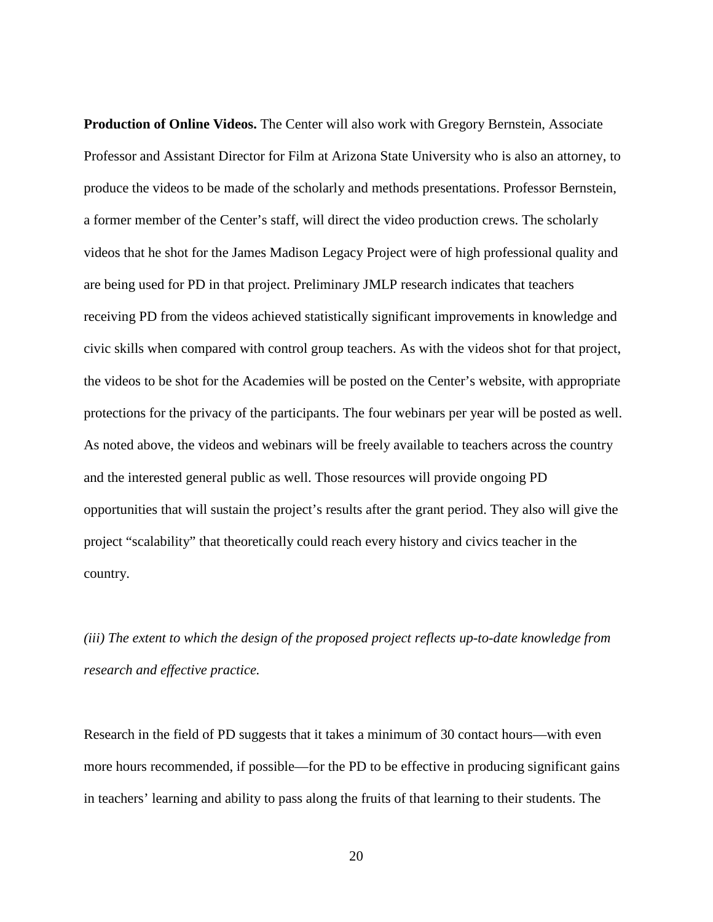**Production of Online Videos.** The Center will also work with Gregory Bernstein, Associate Professor and Assistant Director for Film at Arizona State University who is also an attorney, to produce the videos to be made of the scholarly and methods presentations. Professor Bernstein, a former member of the Center's staff, will direct the video production crews. The scholarly videos that he shot for the James Madison Legacy Project were of high professional quality and are being used for PD in that project. Preliminary JMLP research indicates that teachers receiving PD from the videos achieved statistically significant improvements in knowledge and civic skills when compared with control group teachers. As with the videos shot for that project, the videos to be shot for the Academies will be posted on the Center's website, with appropriate protections for the privacy of the participants. The four webinars per year will be posted as well. As noted above, the videos and webinars will be freely available to teachers across the country and the interested general public as well. Those resources will provide ongoing PD opportunities that will sustain the project's results after the grant period. They also will give the project "scalability" that theoretically could reach every history and civics teacher in the country.

*(iii) The extent to which the design of the proposed project reflects up-to-date knowledge from research and effective practice.*

Research in the field of PD suggests that it takes a minimum of 30 contact hours—with even more hours recommended, if possible—for the PD to be effective in producing significant gains in teachers' learning and ability to pass along the fruits of that learning to their students. The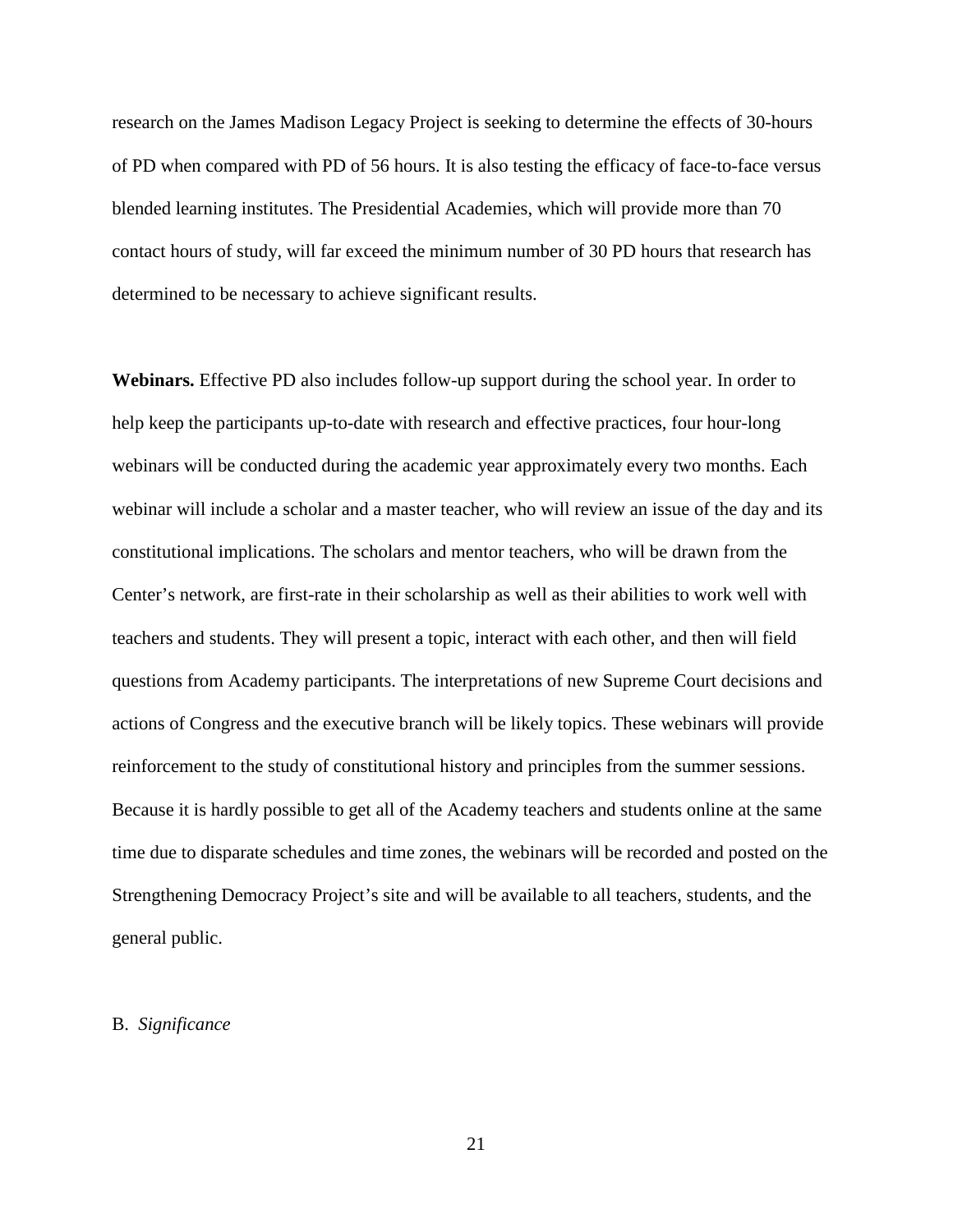research on the James Madison Legacy Project is seeking to determine the effects of 30-hours of PD when compared with PD of 56 hours. It is also testing the efficacy of face-to-face versus blended learning institutes. The Presidential Academies, which will provide more than 70 contact hours of study, will far exceed the minimum number of 30 PD hours that research has determined to be necessary to achieve significant results.

**Webinars.** Effective PD also includes follow-up support during the school year. In order to help keep the participants up-to-date with research and effective practices, four hour-long webinars will be conducted during the academic year approximately every two months. Each webinar will include a scholar and a master teacher, who will review an issue of the day and its constitutional implications. The scholars and mentor teachers, who will be drawn from the Center's network, are first-rate in their scholarship as well as their abilities to work well with teachers and students. They will present a topic, interact with each other, and then will field questions from Academy participants. The interpretations of new Supreme Court decisions and actions of Congress and the executive branch will be likely topics. These webinars will provide reinforcement to the study of constitutional history and principles from the summer sessions. Because it is hardly possible to get all of the Academy teachers and students online at the same time due to disparate schedules and time zones, the webinars will be recorded and posted on the Strengthening Democracy Project's site and will be available to all teachers, students, and the general public.

B. *Significance*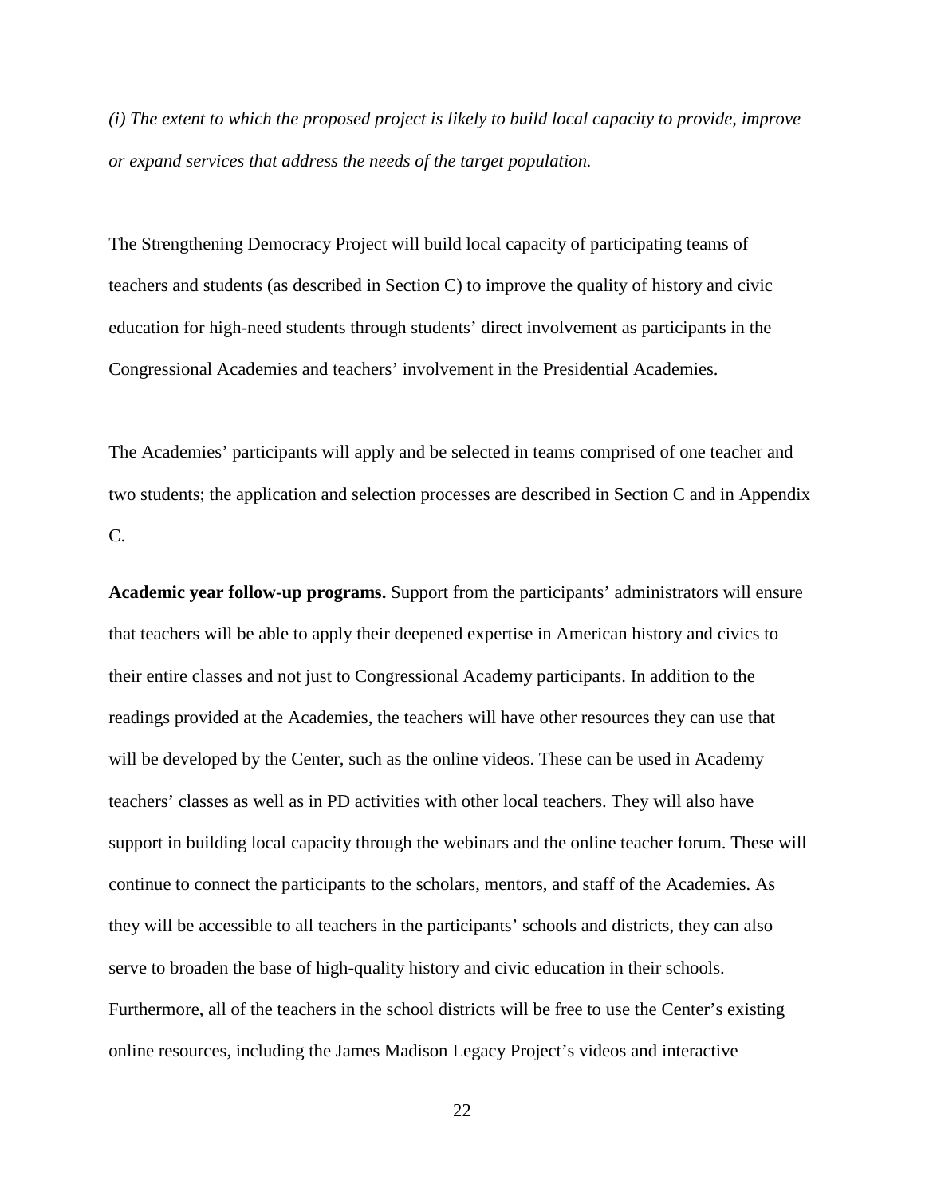*(i) The extent to which the proposed project is likely to build local capacity to provide, improve or expand services that address the needs of the target population.*

The Strengthening Democracy Project will build local capacity of participating teams of teachers and students (as described in Section C) to improve the quality of history and civic education for high-need students through students' direct involvement as participants in the Congressional Academies and teachers' involvement in the Presidential Academies.

The Academies' participants will apply and be selected in teams comprised of one teacher and two students; the application and selection processes are described in Section C and in Appendix C.

**Academic year follow-up programs.** Support from the participants' administrators will ensure that teachers will be able to apply their deepened expertise in American history and civics to their entire classes and not just to Congressional Academy participants. In addition to the readings provided at the Academies, the teachers will have other resources they can use that will be developed by the Center, such as the online videos. These can be used in Academy teachers' classes as well as in PD activities with other local teachers. They will also have support in building local capacity through the webinars and the online teacher forum. These will continue to connect the participants to the scholars, mentors, and staff of the Academies. As they will be accessible to all teachers in the participants' schools and districts, they can also serve to broaden the base of high-quality history and civic education in their schools. Furthermore, all of the teachers in the school districts will be free to use the Center's existing online resources, including the James Madison Legacy Project's videos and interactive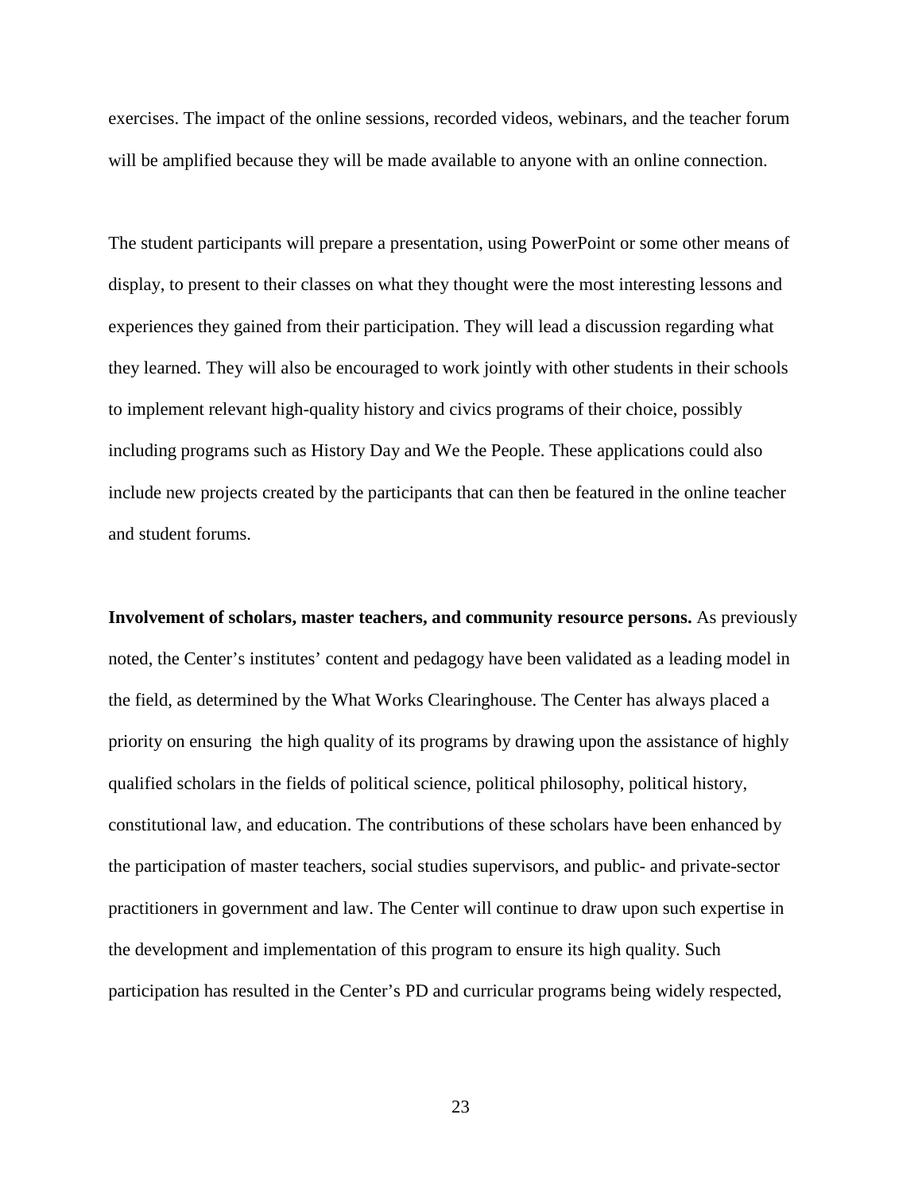exercises. The impact of the online sessions, recorded videos, webinars, and the teacher forum will be amplified because they will be made available to anyone with an online connection.

The student participants will prepare a presentation, using PowerPoint or some other means of display, to present to their classes on what they thought were the most interesting lessons and experiences they gained from their participation. They will lead a discussion regarding what they learned. They will also be encouraged to work jointly with other students in their schools to implement relevant high-quality history and civics programs of their choice, possibly including programs such as History Day and We the People. These applications could also include new projects created by the participants that can then be featured in the online teacher and student forums.

**Involvement of scholars, master teachers, and community resource persons.** As previously noted, the Center's institutes' content and pedagogy have been validated as a leading model in the field, as determined by the What Works Clearinghouse. The Center has always placed a priority on ensuring the high quality of its programs by drawing upon the assistance of highly qualified scholars in the fields of political science, political philosophy, political history, constitutional law, and education. The contributions of these scholars have been enhanced by the participation of master teachers, social studies supervisors, and public- and private-sector practitioners in government and law. The Center will continue to draw upon such expertise in the development and implementation of this program to ensure its high quality. Such participation has resulted in the Center's PD and curricular programs being widely respected,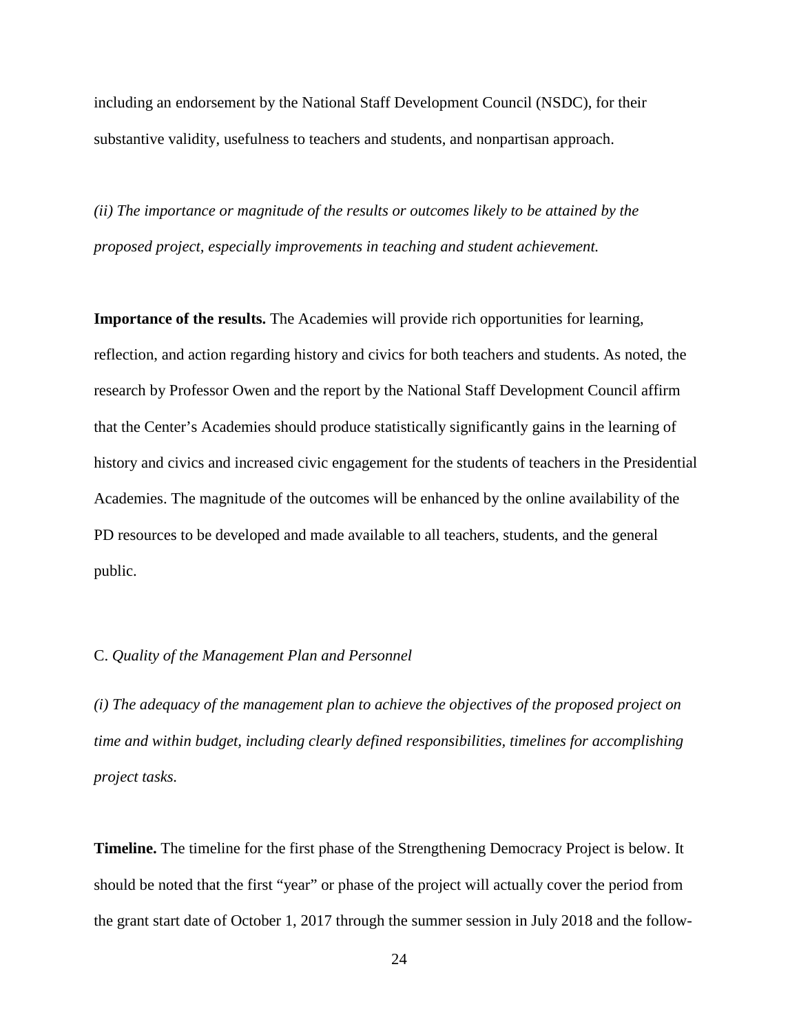including an endorsement by the National Staff Development Council (NSDC), for their substantive validity, usefulness to teachers and students, and nonpartisan approach.

*(ii) The importance or magnitude of the results or outcomes likely to be attained by the proposed project, especially improvements in teaching and student achievement.*

**Importance of the results.** The Academies will provide rich opportunities for learning, reflection, and action regarding history and civics for both teachers and students. As noted, the research by Professor Owen and the report by the National Staff Development Council affirm that the Center's Academies should produce statistically significantly gains in the learning of history and civics and increased civic engagement for the students of teachers in the Presidential Academies. The magnitude of the outcomes will be enhanced by the online availability of the PD resources to be developed and made available to all teachers, students, and the general public.

C. *Quality of the Management Plan and Personnel*

*(i) The adequacy of the management plan to achieve the objectives of the proposed project on time and within budget, including clearly defined responsibilities, timelines for accomplishing project tasks.*

**Timeline.** The timeline for the first phase of the Strengthening Democracy Project is below. It should be noted that the first "year" or phase of the project will actually cover the period from the grant start date of October 1, 2017 through the summer session in July 2018 and the follow-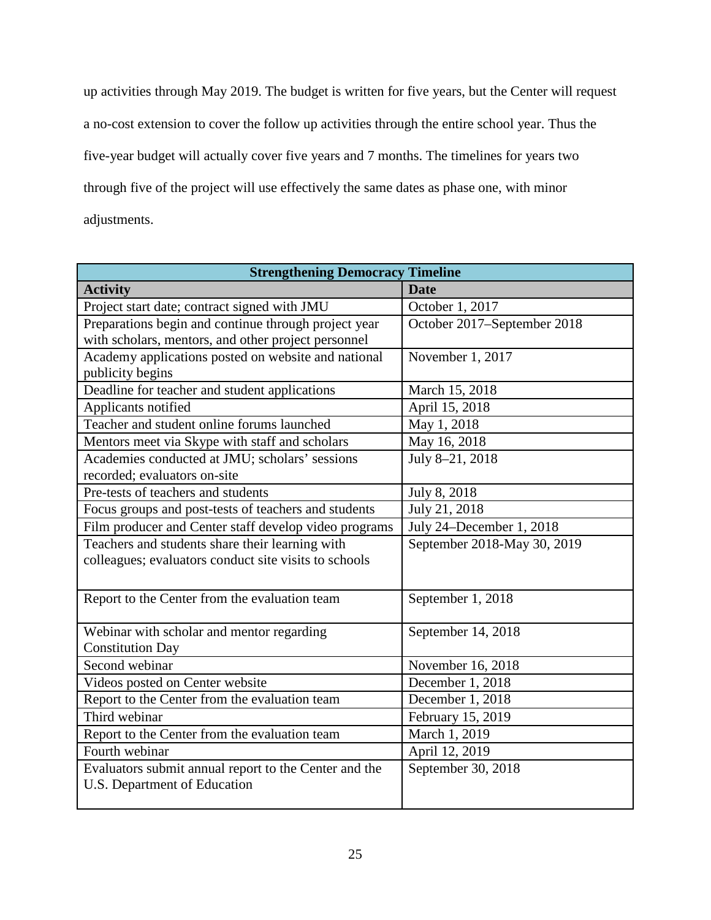up activities through May 2019. The budget is written for five years, but the Center will request a no-cost extension to cover the follow up activities through the entire school year. Thus the five-year budget will actually cover five years and 7 months. The timelines for years two through five of the project will use effectively the same dates as phase one, with minor adjustments.

| **Strengthening Democracy Timeline** | |
|---|---|
| **Activity** | **Date** |
| Project start date; contract signed with JMU | October 1, 2017 |
| Preparations begin and continue through project year with scholars, mentors, and other project personnel | October 2017–September 2018 |
| Academy applications posted on website and national publicity begins | November 1, 2017 |
| Deadline for teacher and student applications | March 15, 2018 |
| Applicants notified | April 15, 2018 |
| Teacher and student online forums launched | May 1, 2018 |
| Mentors meet via Skype with staff and scholars | May 16, 2018 |
| Academies conducted at JMU; scholars' sessions recorded; evaluators on-site | July 8–21, 2018 |
| Pre-tests of teachers and students | July 8, 2018 |
| Focus groups and post-tests of teachers and students | July 21, 2018 |
| Film producer and Center staff develop video programs | July 24–December 1, 2018 |
| Teachers and students share their learning with colleagues; evaluators conduct site visits to schools | September 2018-May 30, 2019 |
| Report to the Center from the evaluation team | September 1, 2018 |
| Webinar with scholar and mentor regarding Constitution Day | September 14, 2018 |
| Second webinar | November 16, 2018 |
| Videos posted on Center website | December 1, 2018 |
| Report to the Center from the evaluation team | December 1, 2018 |
| Third webinar | February 15, 2019 |
| Report to the Center from the evaluation team | March 1, 2019 |
| Fourth webinar | April 12, 2019 |
| Evaluators submit annual report to the Center and the U.S. Department of Education | September 30, 2018 |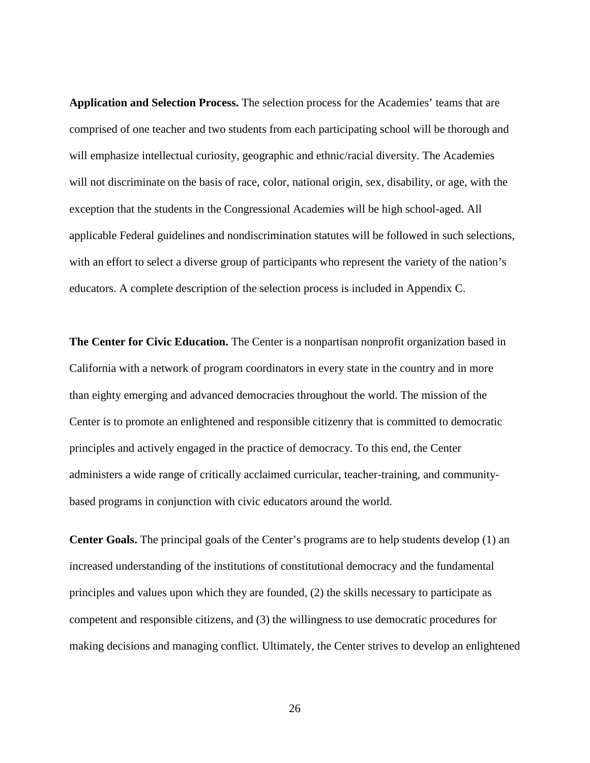**Application and Selection Process.** The selection process for the Academies' teams that are comprised of one teacher and two students from each participating school will be thorough and will emphasize intellectual curiosity, geographic and ethnic/racial diversity. The Academies will not discriminate on the basis of race, color, national origin, sex, disability, or age, with the exception that the students in the Congressional Academies will be high school-aged. All applicable Federal guidelines and nondiscrimination statutes will be followed in such selections, with an effort to select a diverse group of participants who represent the variety of the nation's educators. A complete description of the selection process is included in Appendix C.

**The Center for Civic Education.** The Center is a nonpartisan nonprofit organization based in California with a network of program coordinators in every state in the country and in more than eighty emerging and advanced democracies throughout the world. The mission of the Center is to promote an enlightened and responsible citizenry that is committed to democratic principles and actively engaged in the practice of democracy. To this end, the Center administers a wide range of critically acclaimed curricular, teacher-training, and community-based programs in conjunction with civic educators around the world.

**Center Goals.** The principal goals of the Center's programs are to help students develop (1) an increased understanding of the institutions of constitutional democracy and the fundamental principles and values upon which they are founded, (2) the skills necessary to participate as competent and responsible citizens, and (3) the willingness to use democratic procedures for making decisions and managing conflict. Ultimately, the Center strives to develop an enlightened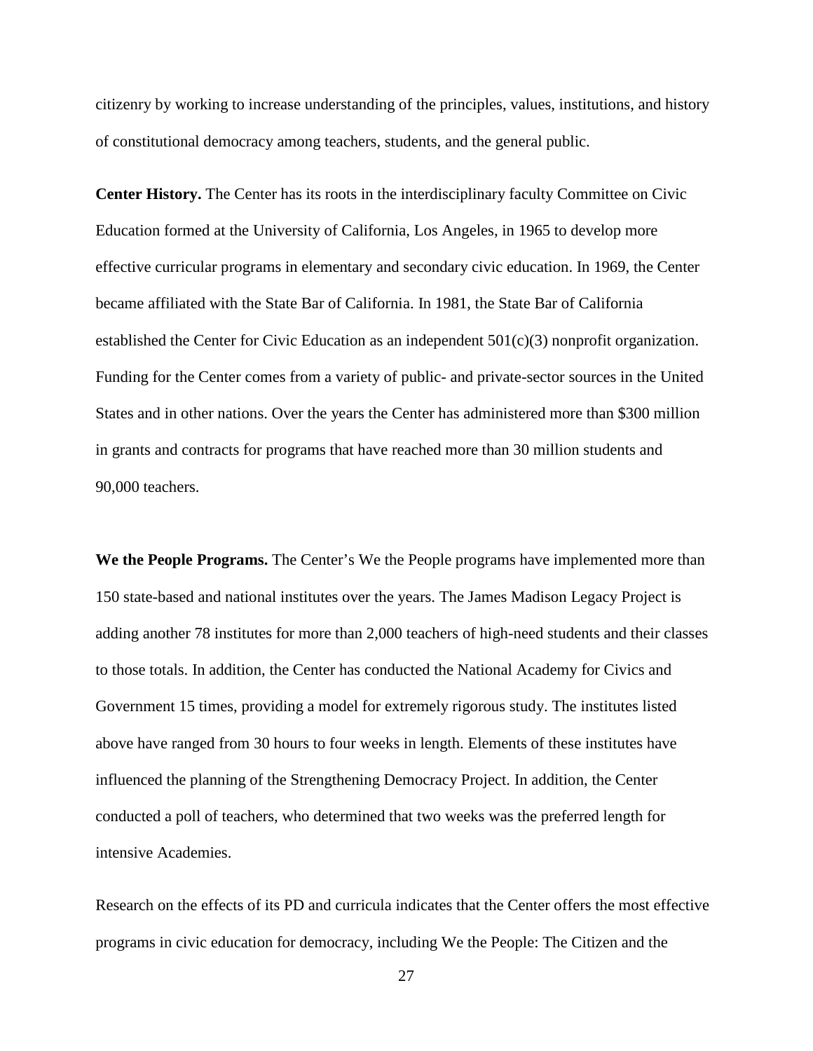citizenry by working to increase understanding of the principles, values, institutions, and history of constitutional democracy among teachers, students, and the general public.

**Center History.** The Center has its roots in the interdisciplinary faculty Committee on Civic Education formed at the University of California, Los Angeles, in 1965 to develop more effective curricular programs in elementary and secondary civic education. In 1969, the Center became affiliated with the State Bar of California. In 1981, the State Bar of California established the Center for Civic Education as an independent 501(c)(3) nonprofit organization. Funding for the Center comes from a variety of public- and private-sector sources in the United States and in other nations. Over the years the Center has administered more than $300 million in grants and contracts for programs that have reached more than 30 million students and 90,000 teachers.

**We the People Programs.** The Center's We the People programs have implemented more than 150 state-based and national institutes over the years. The James Madison Legacy Project is adding another 78 institutes for more than 2,000 teachers of high-need students and their classes to those totals. In addition, the Center has conducted the National Academy for Civics and Government 15 times, providing a model for extremely rigorous study. The institutes listed above have ranged from 30 hours to four weeks in length. Elements of these institutes have influenced the planning of the Strengthening Democracy Project. In addition, the Center conducted a poll of teachers, who determined that two weeks was the preferred length for intensive Academies.

Research on the effects of its PD and curricula indicates that the Center offers the most effective programs in civic education for democracy, including We the People: The Citizen and the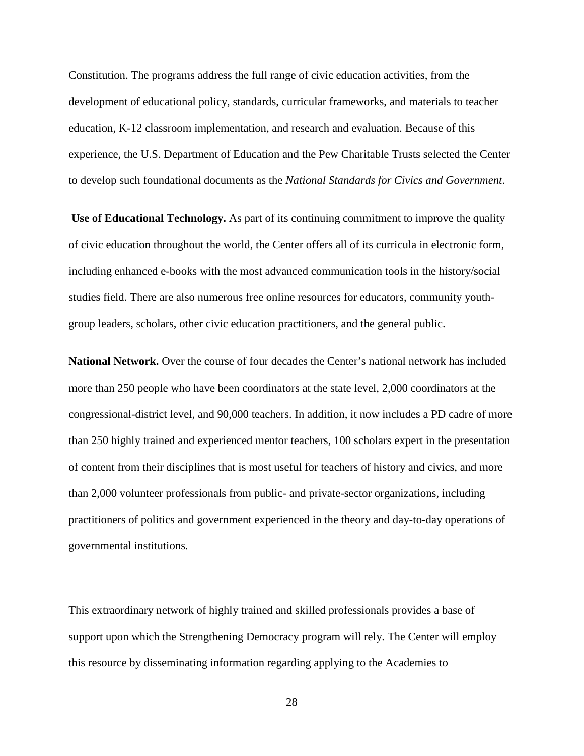Constitution. The programs address the full range of civic education activities, from the development of educational policy, standards, curricular frameworks, and materials to teacher education, K-12 classroom implementation, and research and evaluation. Because of this experience, the U.S. Department of Education and the Pew Charitable Trusts selected the Center to develop such foundational documents as the *National Standards for Civics and Government*.

**Use of Educational Technology.** As part of its continuing commitment to improve the quality of civic education throughout the world, the Center offers all of its curricula in electronic form, including enhanced e-books with the most advanced communication tools in the history/social studies field. There are also numerous free online resources for educators, community youth-group leaders, scholars, other civic education practitioners, and the general public.

**National Network.** Over the course of four decades the Center's national network has included more than 250 people who have been coordinators at the state level, 2,000 coordinators at the congressional-district level, and 90,000 teachers. In addition, it now includes a PD cadre of more than 250 highly trained and experienced mentor teachers, 100 scholars expert in the presentation of content from their disciplines that is most useful for teachers of history and civics, and more than 2,000 volunteer professionals from public- and private-sector organizations, including practitioners of politics and government experienced in the theory and day-to-day operations of governmental institutions.

This extraordinary network of highly trained and skilled professionals provides a base of support upon which the Strengthening Democracy program will rely. The Center will employ this resource by disseminating information regarding applying to the Academies to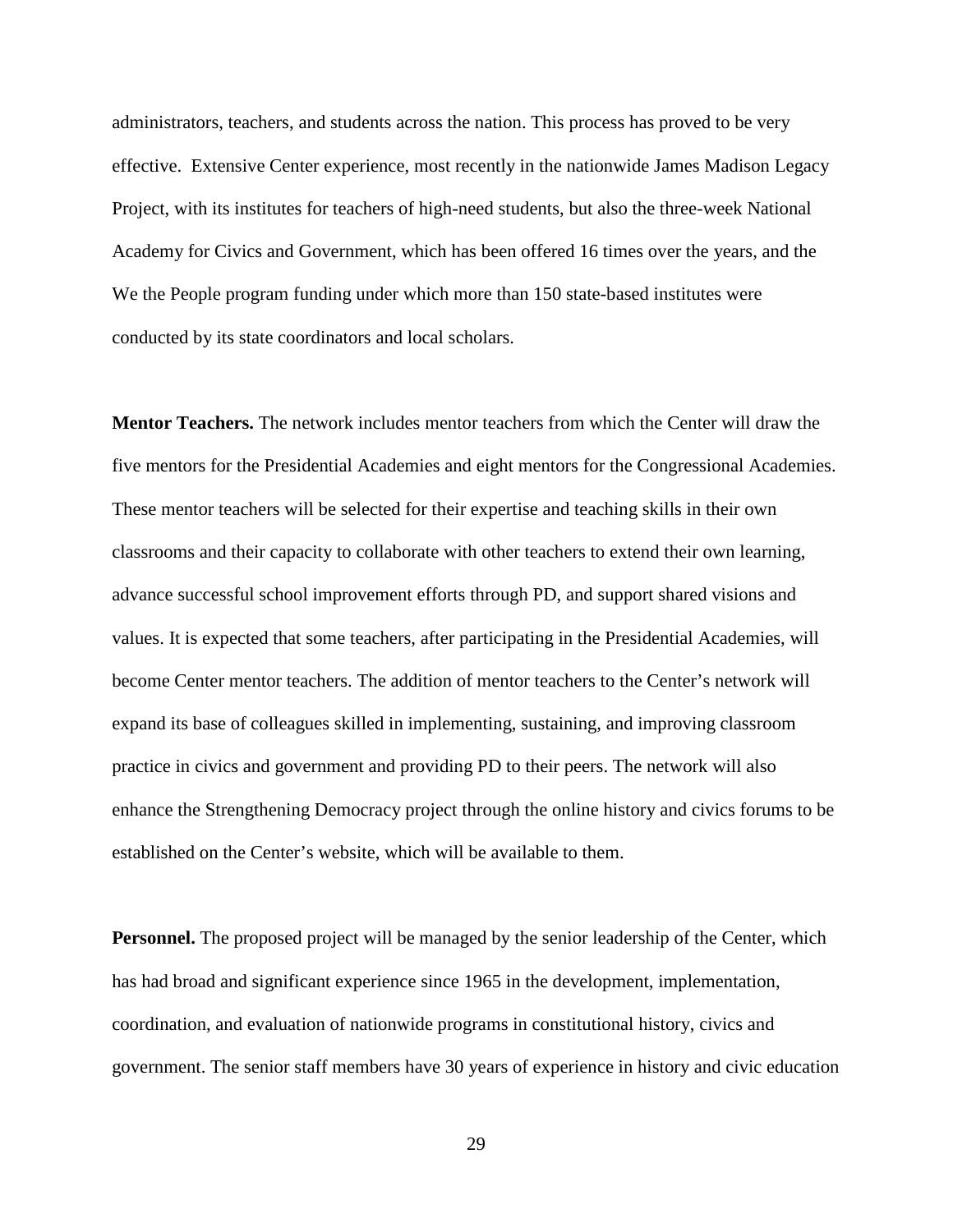administrators, teachers, and students across the nation. This process has proved to be very effective. Extensive Center experience, most recently in the nationwide James Madison Legacy Project, with its institutes for teachers of high-need students, but also the three-week National Academy for Civics and Government, which has been offered 16 times over the years, and the We the People program funding under which more than 150 state-based institutes were conducted by its state coordinators and local scholars.

**Mentor Teachers.** The network includes mentor teachers from which the Center will draw the five mentors for the Presidential Academies and eight mentors for the Congressional Academies. These mentor teachers will be selected for their expertise and teaching skills in their own classrooms and their capacity to collaborate with other teachers to extend their own learning, advance successful school improvement efforts through PD, and support shared visions and values. It is expected that some teachers, after participating in the Presidential Academies, will become Center mentor teachers. The addition of mentor teachers to the Center's network will expand its base of colleagues skilled in implementing, sustaining, and improving classroom practice in civics and government and providing PD to their peers. The network will also enhance the Strengthening Democracy project through the online history and civics forums to be established on the Center's website, which will be available to them.

**Personnel.** The proposed project will be managed by the senior leadership of the Center, which has had broad and significant experience since 1965 in the development, implementation, coordination, and evaluation of nationwide programs in constitutional history, civics and government. The senior staff members have 30 years of experience in history and civic education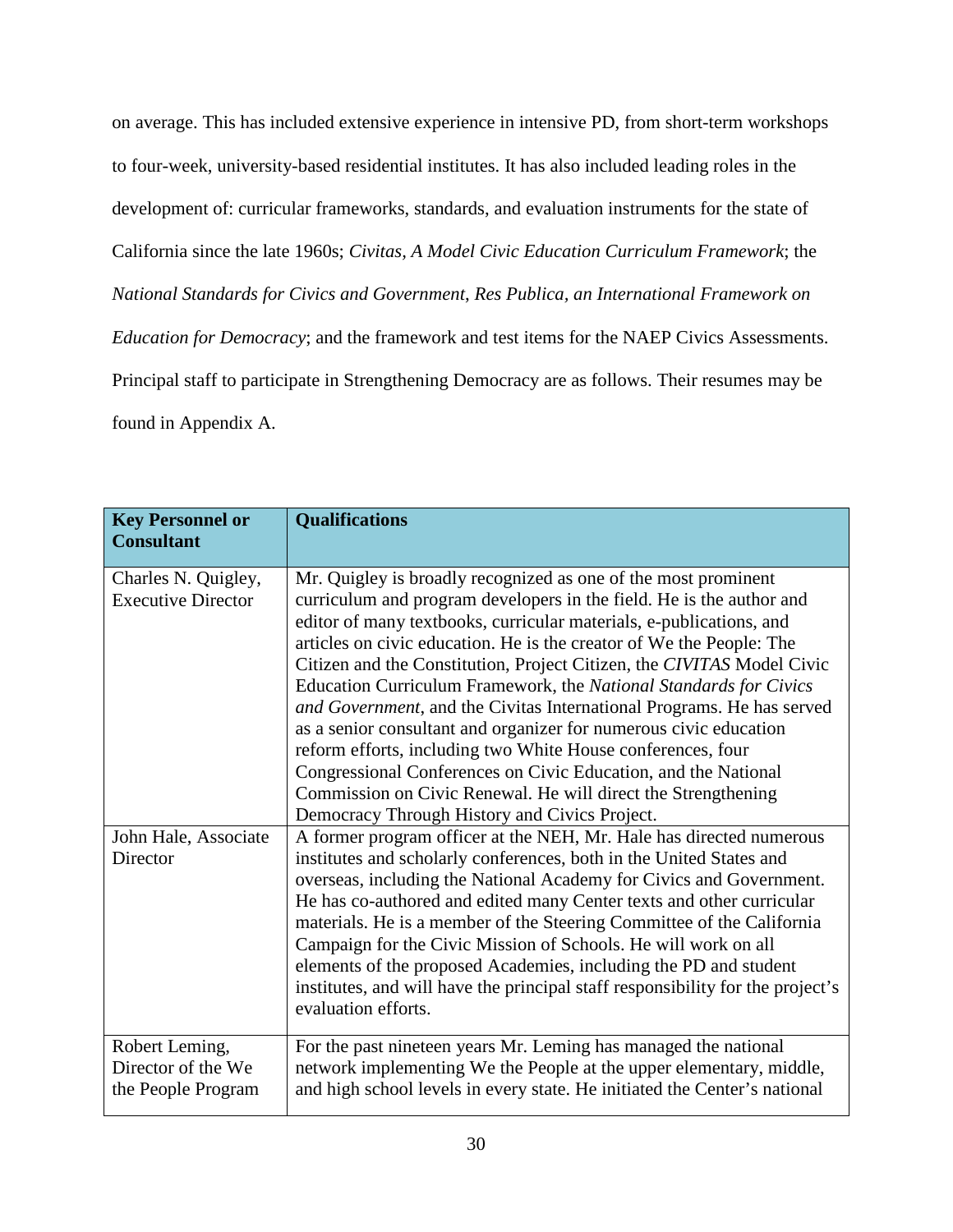on average. This has included extensive experience in intensive PD, from short-term workshops to four-week, university-based residential institutes. It has also included leading roles in the development of: curricular frameworks, standards, and evaluation instruments for the state of California since the late 1960s; *Civitas, A Model Civic Education Curriculum Framework*; the *National Standards for Civics and Government, Res Publica, an International Framework on Education for Democracy*; and the framework and test items for the NAEP Civics Assessments. Principal staff to participate in Strengthening Democracy are as follows. Their resumes may be found in Appendix A.

| **Key Personnel or Consultant** | **Qualifications** |
|---|---|
| Charles N. Quigley, Executive Director | Mr. Quigley is broadly recognized as one of the most prominent curriculum and program developers in the field. He is the author and editor of many textbooks, curricular materials, e-publications, and articles on civic education. He is the creator of We the People: The Citizen and the Constitution, Project Citizen, the *CIVITAS* Model Civic Education Curriculum Framework, the *National Standards for Civics and Government*, and the Civitas International Programs. He has served as a senior consultant and organizer for numerous civic education reform efforts, including two White House conferences, four Congressional Conferences on Civic Education, and the National Commission on Civic Renewal. He will direct the Strengthening Democracy Through History and Civics Project. |
| John Hale, Associate Director | A former program officer at the NEH, Mr. Hale has directed numerous institutes and scholarly conferences, both in the United States and overseas, including the National Academy for Civics and Government. He has co-authored and edited many Center texts and other curricular materials. He is a member of the Steering Committee of the California Campaign for the Civic Mission of Schools. He will work on all elements of the proposed Academies, including the PD and student institutes, and will have the principal staff responsibility for the project's evaluation efforts. |
| Robert Leming, Director of the We the People Program | For the past nineteen years Mr. Leming has managed the national network implementing We the People at the upper elementary, middle, and high school levels in every state. He initiated the Center's national |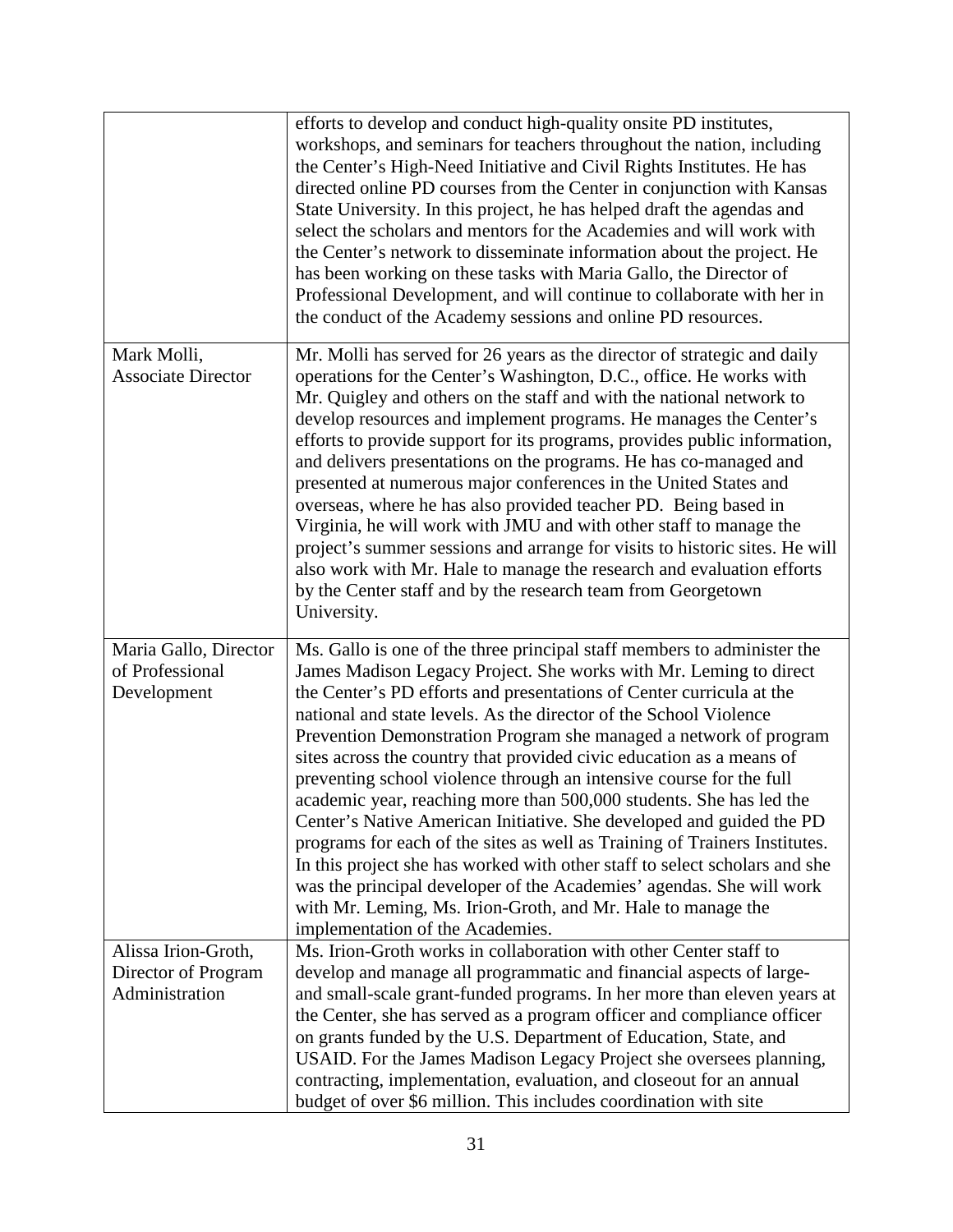| | |
|---|---|
| | efforts to develop and conduct high-quality onsite PD institutes, workshops, and seminars for teachers throughout the nation, including the Center's High-Need Initiative and Civil Rights Institutes. He has directed online PD courses from the Center in conjunction with Kansas State University. In this project, he has helped draft the agendas and select the scholars and mentors for the Academies and will work with the Center's network to disseminate information about the project. He has been working on these tasks with Maria Gallo, the Director of Professional Development, and will continue to collaborate with her in the conduct of the Academy sessions and online PD resources. |
| Mark Molli, Associate Director | Mr. Molli has served for 26 years as the director of strategic and daily operations for the Center's Washington, D.C., office. He works with Mr. Quigley and others on the staff and with the national network to develop resources and implement programs. He manages the Center's efforts to provide support for its programs, provides public information, and delivers presentations on the programs. He has co-managed and presented at numerous major conferences in the United States and overseas, where he has also provided teacher PD. Being based in Virginia, he will work with JMU and with other staff to manage the project's summer sessions and arrange for visits to historic sites. He will also work with Mr. Hale to manage the research and evaluation efforts by the Center staff and by the research team from Georgetown University. |
| Maria Gallo, Director of Professional Development | Ms. Gallo is one of the three principal staff members to administer the James Madison Legacy Project. She works with Mr. Leming to direct the Center's PD efforts and presentations of Center curricula at the national and state levels. As the director of the School Violence Prevention Demonstration Program she managed a network of program sites across the country that provided civic education as a means of preventing school violence through an intensive course for the full academic year, reaching more than 500,000 students. She has led the Center's Native American Initiative. She developed and guided the PD programs for each of the sites as well as Training of Trainers Institutes. In this project she has worked with other staff to select scholars and she was the principal developer of the Academies' agendas. She will work with Mr. Leming, Ms. Irion-Groth, and Mr. Hale to manage the implementation of the Academies. |
| Alissa Irion-Groth, Director of Program Administration | Ms. Irion-Groth works in collaboration with other Center staff to develop and manage all programmatic and financial aspects of large- and small-scale grant-funded programs. In her more than eleven years at the Center, she has served as a program officer and compliance officer on grants funded by the U.S. Department of Education, State, and USAID. For the James Madison Legacy Project she oversees planning, contracting, implementation, evaluation, and closeout for an annual budget of over $6 million. This includes coordination with site |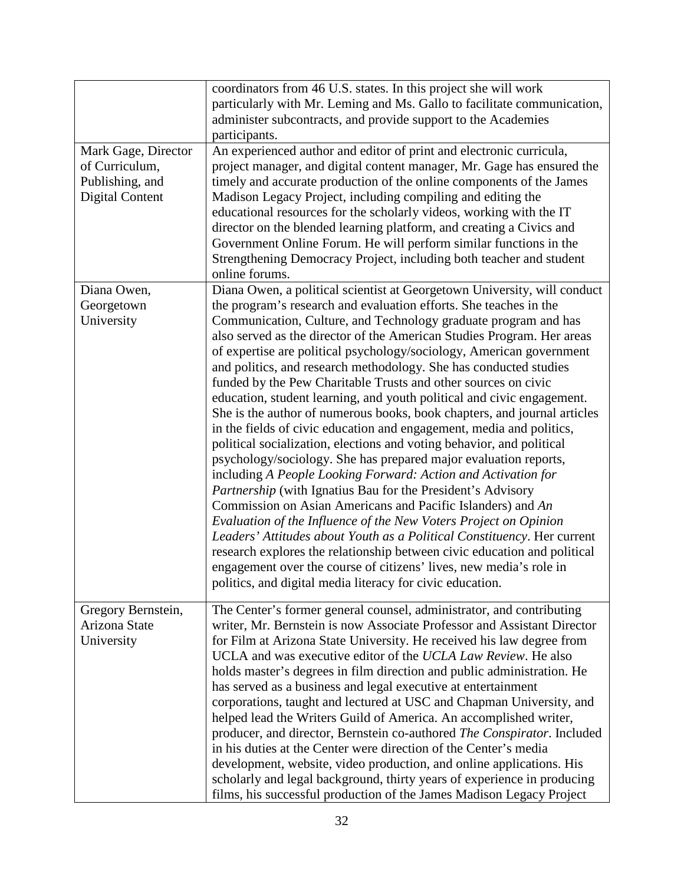|  |  |
|---|---|
|  | coordinators from 46 U.S. states. In this project she will work particularly with Mr. Leming and Ms. Gallo to facilitate communication, administer subcontracts, and provide support to the Academies participants. |
| Mark Gage, Director of Curriculum, Publishing, and Digital Content | An experienced author and editor of print and electronic curricula, project manager, and digital content manager, Mr. Gage has ensured the timely and accurate production of the online components of the James Madison Legacy Project, including compiling and editing the educational resources for the scholarly videos, working with the IT director on the blended learning platform, and creating a Civics and Government Online Forum. He will perform similar functions in the Strengthening Democracy Project, including both teacher and student online forums. |
| Diana Owen, Georgetown University | Diana Owen, a political scientist at Georgetown University, will conduct the program's research and evaluation efforts. She teaches in the Communication, Culture, and Technology graduate program and has also served as the director of the American Studies Program. Her areas of expertise are political psychology/sociology, American government and politics, and research methodology. She has conducted studies funded by the Pew Charitable Trusts and other sources on civic education, student learning, and youth political and civic engagement. She is the author of numerous books, book chapters, and journal articles in the fields of civic education and engagement, media and politics, political socialization, elections and voting behavior, and political psychology/sociology. She has prepared major evaluation reports, including *A People Looking Forward: Action and Activation for Partnership* (with Ignatius Bau for the President's Advisory Commission on Asian Americans and Pacific Islanders) and *An Evaluation of the Influence of the New Voters Project on Opinion Leaders' Attitudes about Youth as a Political Constituency*. Her current research explores the relationship between civic education and political engagement over the course of citizens' lives, new media's role in politics, and digital media literacy for civic education. |
| Gregory Bernstein, Arizona State University | The Center's former general counsel, administrator, and contributing writer, Mr. Bernstein is now Associate Professor and Assistant Director for Film at Arizona State University. He received his law degree from UCLA and was executive editor of the *UCLA Law Review*. He also holds master's degrees in film direction and public administration. He has served as a business and legal executive at entertainment corporations, taught and lectured at USC and Chapman University, and helped lead the Writers Guild of America. An accomplished writer, producer, and director, Bernstein co-authored *The Conspirator*. Included in his duties at the Center were direction of the Center's media development, website, video production, and online applications. His scholarly and legal background, thirty years of experience in producing films, his successful production of the James Madison Legacy Project |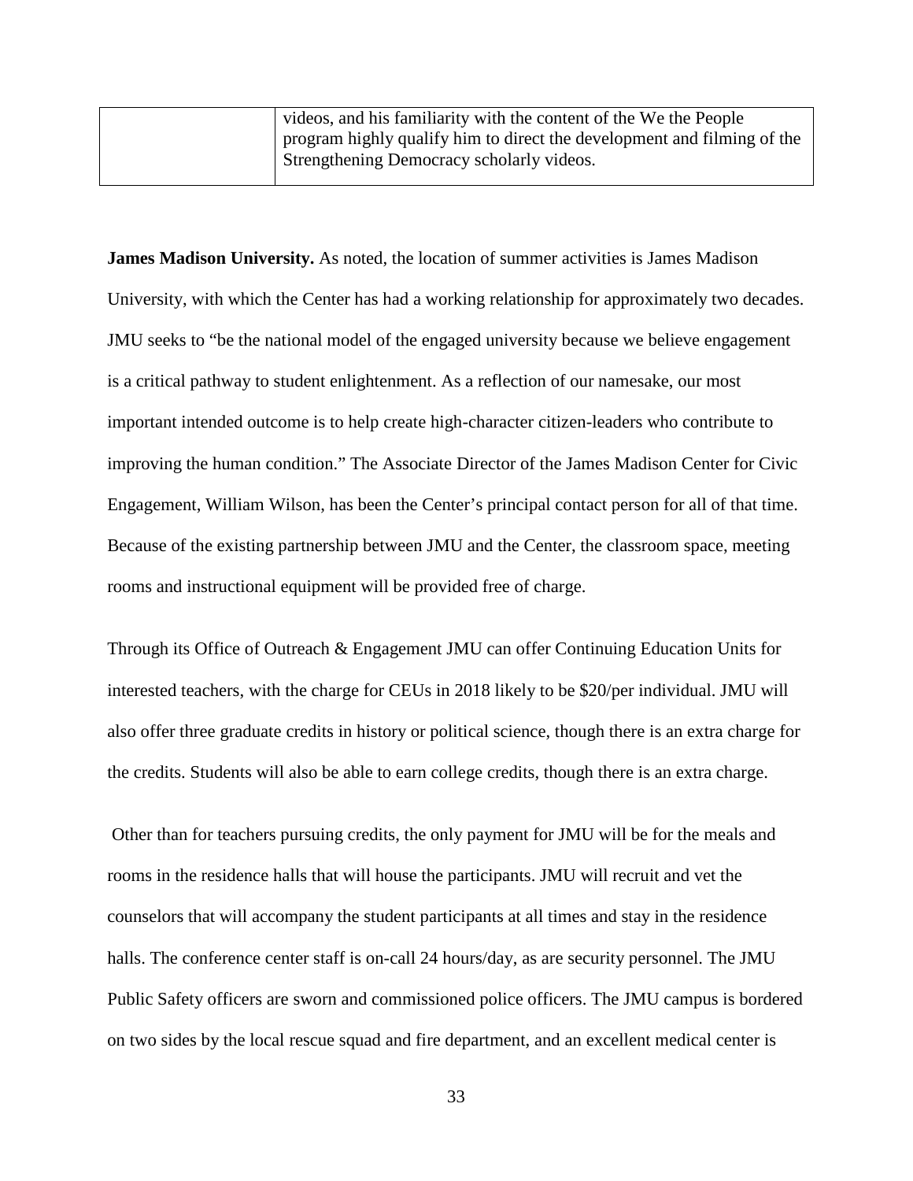|  | videos, and his familiarity with the content of the We the People program highly qualify him to direct the development and filming of the Strengthening Democracy scholarly videos. |
|---|---|

**James Madison University.** As noted, the location of summer activities is James Madison University, with which the Center has had a working relationship for approximately two decades. JMU seeks to "be the national model of the engaged university because we believe engagement is a critical pathway to student enlightenment. As a reflection of our namesake, our most important intended outcome is to help create high-character citizen-leaders who contribute to improving the human condition." The Associate Director of the James Madison Center for Civic Engagement, William Wilson, has been the Center's principal contact person for all of that time. Because of the existing partnership between JMU and the Center, the classroom space, meeting rooms and instructional equipment will be provided free of charge.

Through its Office of Outreach & Engagement JMU can offer Continuing Education Units for interested teachers, with the charge for CEUs in 2018 likely to be $20/per individual. JMU will also offer three graduate credits in history or political science, though there is an extra charge for the credits. Students will also be able to earn college credits, though there is an extra charge.

Other than for teachers pursuing credits, the only payment for JMU will be for the meals and rooms in the residence halls that will house the participants. JMU will recruit and vet the counselors that will accompany the student participants at all times and stay in the residence halls. The conference center staff is on-call 24 hours/day, as are security personnel. The JMU Public Safety officers are sworn and commissioned police officers. The JMU campus is bordered on two sides by the local rescue squad and fire department, and an excellent medical center is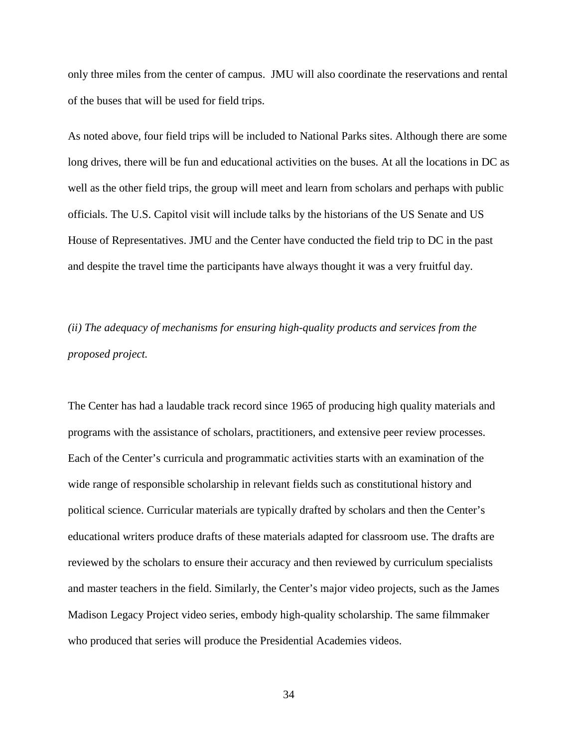only three miles from the center of campus. JMU will also coordinate the reservations and rental of the buses that will be used for field trips.

As noted above, four field trips will be included to National Parks sites. Although there are some long drives, there will be fun and educational activities on the buses. At all the locations in DC as well as the other field trips, the group will meet and learn from scholars and perhaps with public officials. The U.S. Capitol visit will include talks by the historians of the US Senate and US House of Representatives. JMU and the Center have conducted the field trip to DC in the past and despite the travel time the participants have always thought it was a very fruitful day.

*(ii) The adequacy of mechanisms for ensuring high-quality products and services from the proposed project.*

The Center has had a laudable track record since 1965 of producing high quality materials and programs with the assistance of scholars, practitioners, and extensive peer review processes. Each of the Center's curricula and programmatic activities starts with an examination of the wide range of responsible scholarship in relevant fields such as constitutional history and political science. Curricular materials are typically drafted by scholars and then the Center's educational writers produce drafts of these materials adapted for classroom use. The drafts are reviewed by the scholars to ensure their accuracy and then reviewed by curriculum specialists and master teachers in the field. Similarly, the Center's major video projects, such as the James Madison Legacy Project video series, embody high-quality scholarship. The same filmmaker who produced that series will produce the Presidential Academies videos.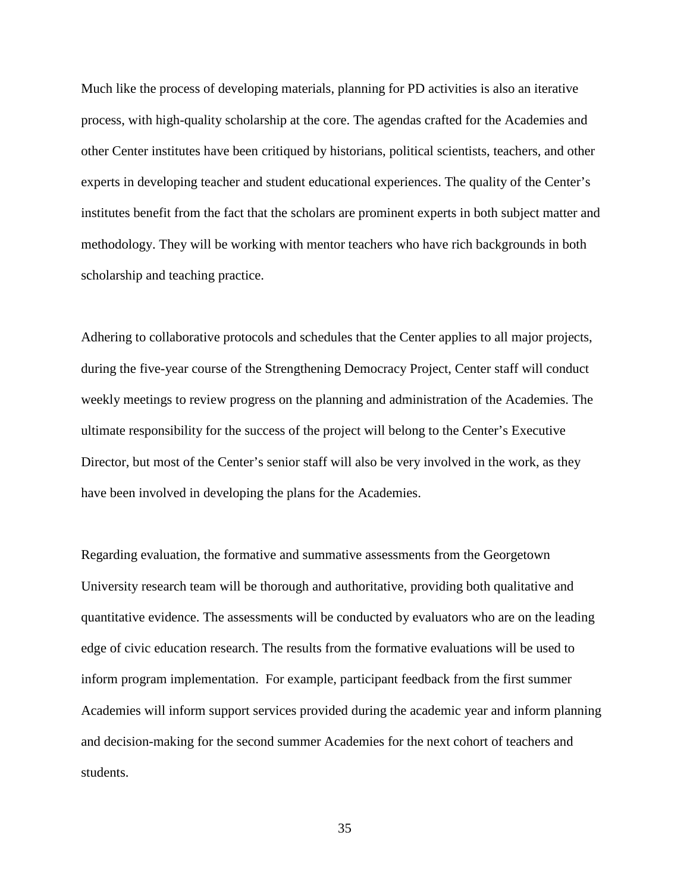Much like the process of developing materials, planning for PD activities is also an iterative process, with high-quality scholarship at the core. The agendas crafted for the Academies and other Center institutes have been critiqued by historians, political scientists, teachers, and other experts in developing teacher and student educational experiences. The quality of the Center's institutes benefit from the fact that the scholars are prominent experts in both subject matter and methodology. They will be working with mentor teachers who have rich backgrounds in both scholarship and teaching practice.

Adhering to collaborative protocols and schedules that the Center applies to all major projects, during the five-year course of the Strengthening Democracy Project, Center staff will conduct weekly meetings to review progress on the planning and administration of the Academies. The ultimate responsibility for the success of the project will belong to the Center's Executive Director, but most of the Center's senior staff will also be very involved in the work, as they have been involved in developing the plans for the Academies.

Regarding evaluation, the formative and summative assessments from the Georgetown University research team will be thorough and authoritative, providing both qualitative and quantitative evidence. The assessments will be conducted by evaluators who are on the leading edge of civic education research. The results from the formative evaluations will be used to inform program implementation. For example, participant feedback from the first summer Academies will inform support services provided during the academic year and inform planning and decision-making for the second summer Academies for the next cohort of teachers and students.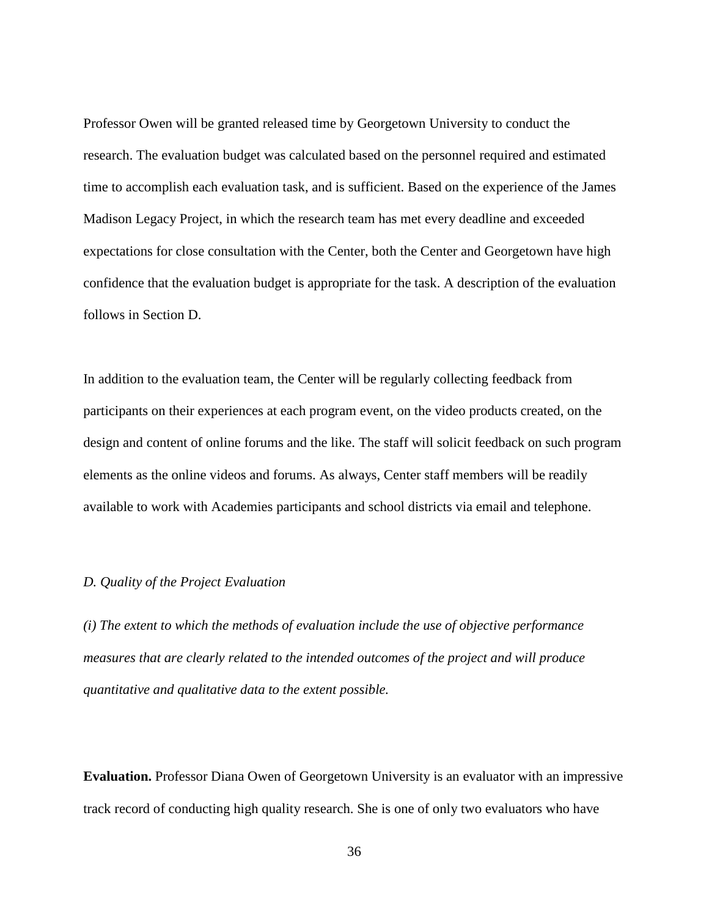Professor Owen will be granted released time by Georgetown University to conduct the research. The evaluation budget was calculated based on the personnel required and estimated time to accomplish each evaluation task, and is sufficient. Based on the experience of the James Madison Legacy Project, in which the research team has met every deadline and exceeded expectations for close consultation with the Center, both the Center and Georgetown have high confidence that the evaluation budget is appropriate for the task. A description of the evaluation follows in Section D.

In addition to the evaluation team, the Center will be regularly collecting feedback from participants on their experiences at each program event, on the video products created, on the design and content of online forums and the like. The staff will solicit feedback on such program elements as the online videos and forums. As always, Center staff members will be readily available to work with Academies participants and school districts via email and telephone.

*D. Quality of the Project Evaluation*

*(i) The extent to which the methods of evaluation include the use of objective performance measures that are clearly related to the intended outcomes of the project and will produce quantitative and qualitative data to the extent possible.*

**Evaluation.** Professor Diana Owen of Georgetown University is an evaluator with an impressive track record of conducting high quality research. She is one of only two evaluators who have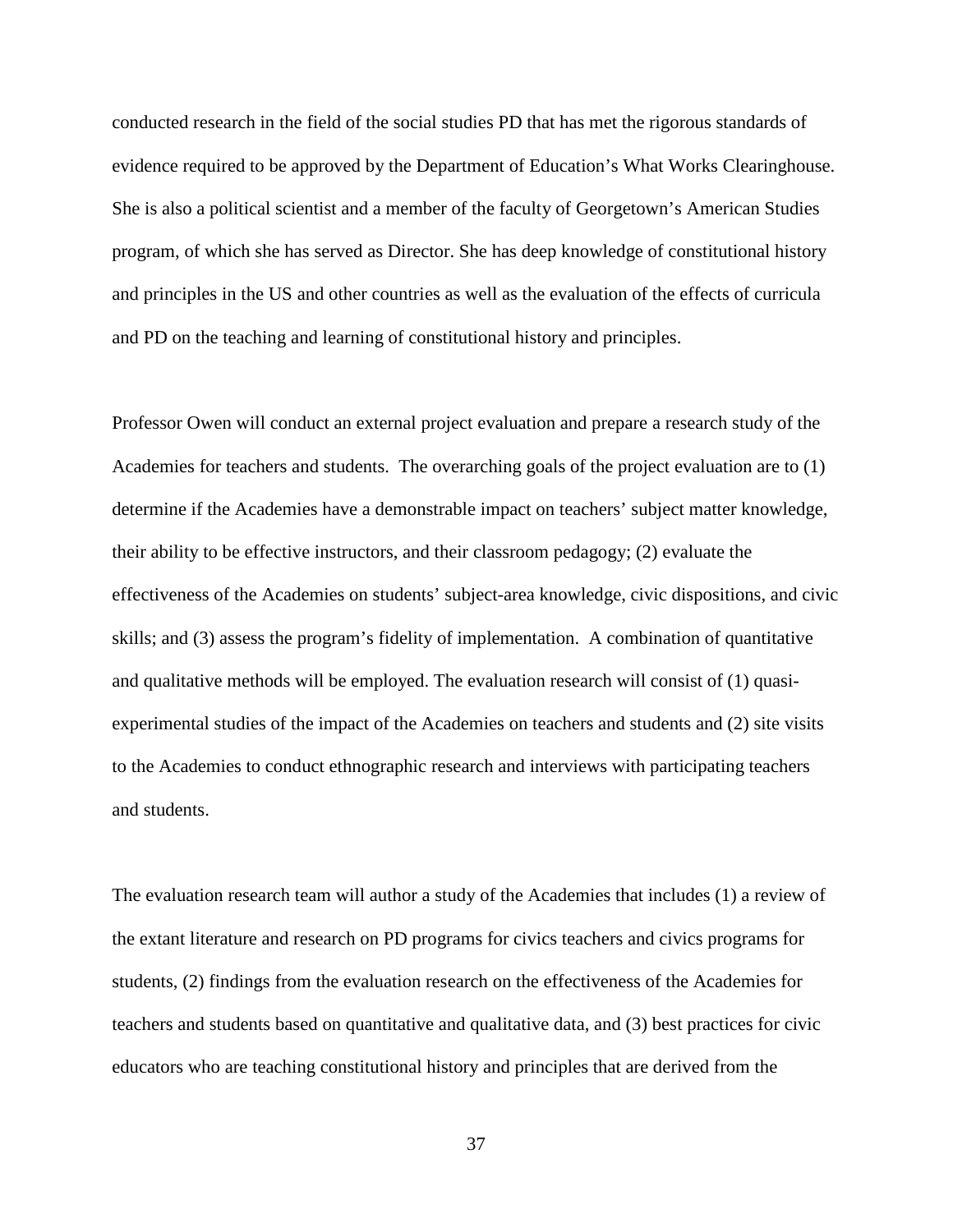conducted research in the field of the social studies PD that has met the rigorous standards of evidence required to be approved by the Department of Education's What Works Clearinghouse. She is also a political scientist and a member of the faculty of Georgetown's American Studies program, of which she has served as Director. She has deep knowledge of constitutional history and principles in the US and other countries as well as the evaluation of the effects of curricula and PD on the teaching and learning of constitutional history and principles.

Professor Owen will conduct an external project evaluation and prepare a research study of the Academies for teachers and students. The overarching goals of the project evaluation are to (1) determine if the Academies have a demonstrable impact on teachers' subject matter knowledge, their ability to be effective instructors, and their classroom pedagogy; (2) evaluate the effectiveness of the Academies on students' subject-area knowledge, civic dispositions, and civic skills; and (3) assess the program's fidelity of implementation. A combination of quantitative and qualitative methods will be employed. The evaluation research will consist of (1) quasi-experimental studies of the impact of the Academies on teachers and students and (2) site visits to the Academies to conduct ethnographic research and interviews with participating teachers and students.

The evaluation research team will author a study of the Academies that includes (1) a review of the extant literature and research on PD programs for civics teachers and civics programs for students, (2) findings from the evaluation research on the effectiveness of the Academies for teachers and students based on quantitative and qualitative data, and (3) best practices for civic educators who are teaching constitutional history and principles that are derived from the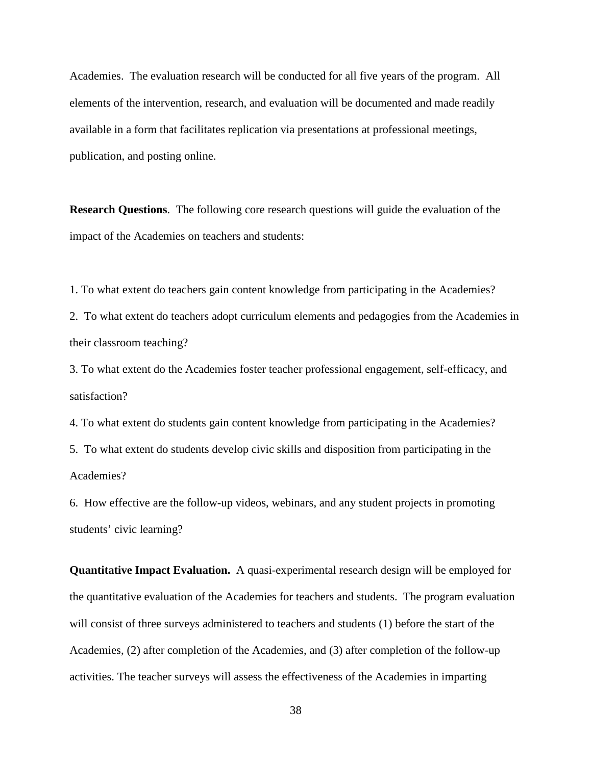Academies. The evaluation research will be conducted for all five years of the program. All elements of the intervention, research, and evaluation will be documented and made readily available in a form that facilitates replication via presentations at professional meetings, publication, and posting online.

**Research Questions**. The following core research questions will guide the evaluation of the impact of the Academies on teachers and students:

1. To what extent do teachers gain content knowledge from participating in the Academies?
2. To what extent do teachers adopt curriculum elements and pedagogies from the Academies in their classroom teaching?
3. To what extent do the Academies foster teacher professional engagement, self-efficacy, and satisfaction?
4. To what extent do students gain content knowledge from participating in the Academies?
5. To what extent do students develop civic skills and disposition from participating in the Academies?
6. How effective are the follow-up videos, webinars, and any student projects in promoting students' civic learning?

**Quantitative Impact Evaluation.** A quasi-experimental research design will be employed for the quantitative evaluation of the Academies for teachers and students. The program evaluation will consist of three surveys administered to teachers and students (1) before the start of the Academies, (2) after completion of the Academies, and (3) after completion of the follow-up activities. The teacher surveys will assess the effectiveness of the Academies in imparting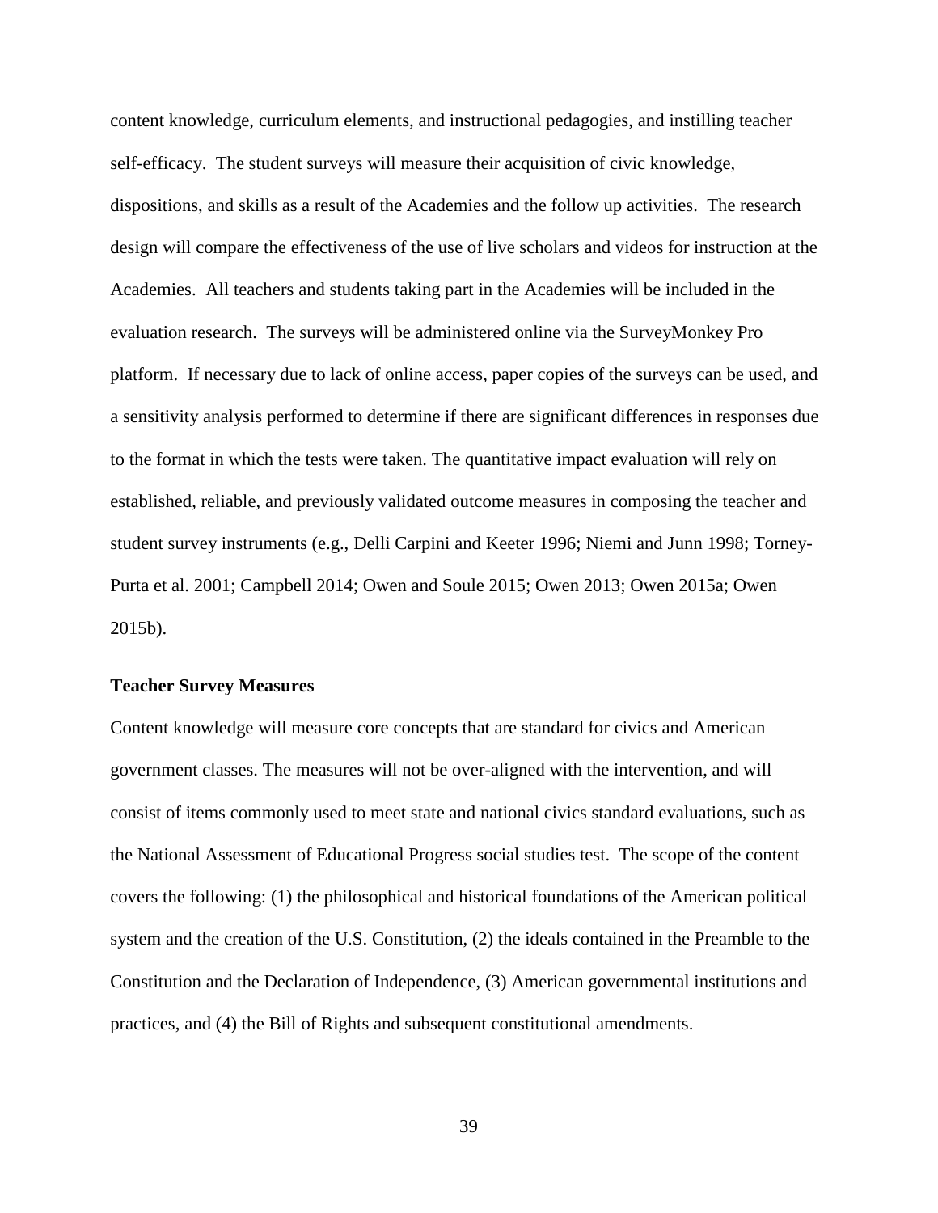content knowledge, curriculum elements, and instructional pedagogies, and instilling teacher self-efficacy. The student surveys will measure their acquisition of civic knowledge, dispositions, and skills as a result of the Academies and the follow up activities. The research design will compare the effectiveness of the use of live scholars and videos for instruction at the Academies. All teachers and students taking part in the Academies will be included in the evaluation research. The surveys will be administered online via the SurveyMonkey Pro platform. If necessary due to lack of online access, paper copies of the surveys can be used, and a sensitivity analysis performed to determine if there are significant differences in responses due to the format in which the tests were taken. The quantitative impact evaluation will rely on established, reliable, and previously validated outcome measures in composing the teacher and student survey instruments (e.g., Delli Carpini and Keeter 1996; Niemi and Junn 1998; Torney-Purta et al. 2001; Campbell 2014; Owen and Soule 2015; Owen 2013; Owen 2015a; Owen 2015b).

**Teacher Survey Measures**

Content knowledge will measure core concepts that are standard for civics and American government classes. The measures will not be over-aligned with the intervention, and will consist of items commonly used to meet state and national civics standard evaluations, such as the National Assessment of Educational Progress social studies test. The scope of the content covers the following: (1) the philosophical and historical foundations of the American political system and the creation of the U.S. Constitution, (2) the ideals contained in the Preamble to the Constitution and the Declaration of Independence, (3) American governmental institutions and practices, and (4) the Bill of Rights and subsequent constitutional amendments.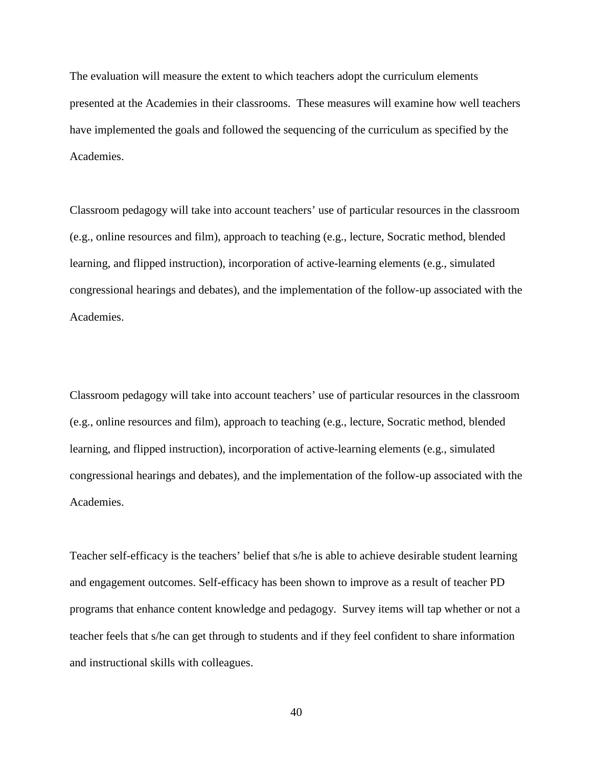The evaluation will measure the extent to which teachers adopt the curriculum elements presented at the Academies in their classrooms.  These measures will examine how well teachers have implemented the goals and followed the sequencing of the curriculum as specified by the Academies.

Classroom pedagogy will take into account teachers' use of particular resources in the classroom (e.g., online resources and film), approach to teaching (e.g., lecture, Socratic method, blended learning, and flipped instruction), incorporation of active-learning elements (e.g., simulated congressional hearings and debates), and the implementation of the follow-up associated with the Academies.

Classroom pedagogy will take into account teachers' use of particular resources in the classroom (e.g., online resources and film), approach to teaching (e.g., lecture, Socratic method, blended learning, and flipped instruction), incorporation of active-learning elements (e.g., simulated congressional hearings and debates), and the implementation of the follow-up associated with the Academies.

Teacher self-efficacy is the teachers' belief that s/he is able to achieve desirable student learning and engagement outcomes. Self-efficacy has been shown to improve as a result of teacher PD programs that enhance content knowledge and pedagogy.  Survey items will tap whether or not a teacher feels that s/he can get through to students and if they feel confident to share information and instructional skills with colleagues.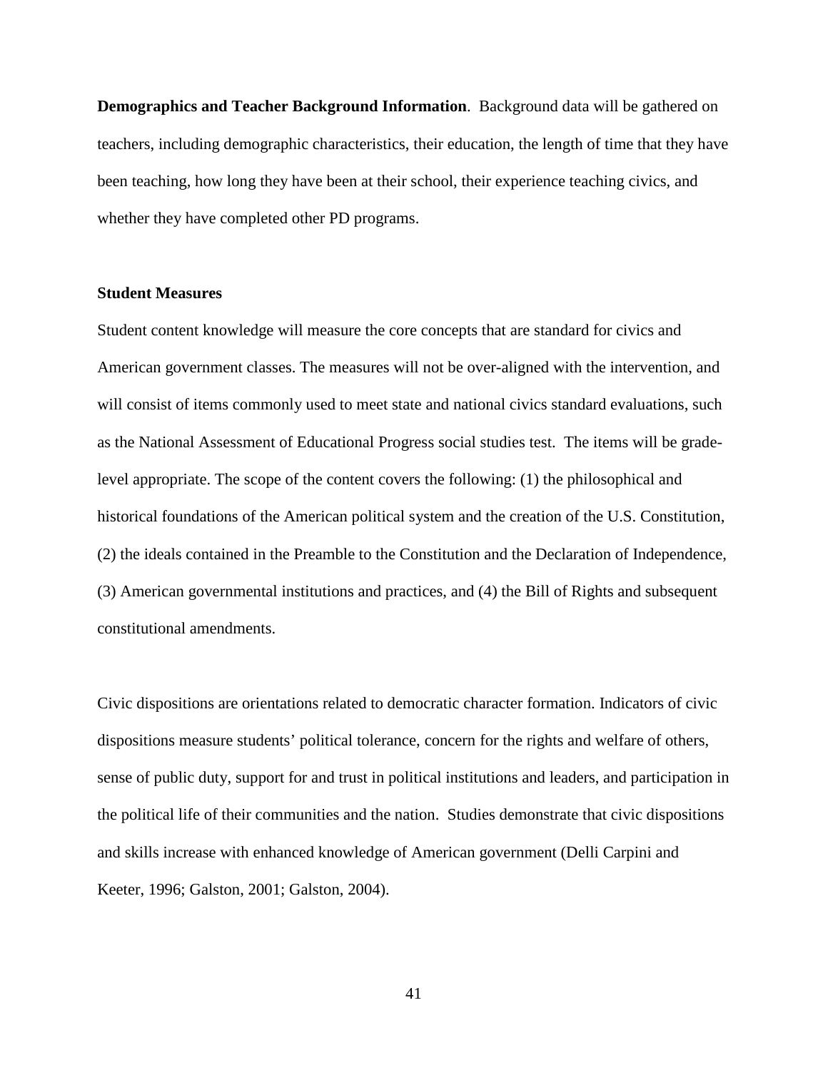**Demographics and Teacher Background Information**. Background data will be gathered on teachers, including demographic characteristics, their education, the length of time that they have been teaching, how long they have been at their school, their experience teaching civics, and whether they have completed other PD programs.

### Student Measures

Student content knowledge will measure the core concepts that are standard for civics and American government classes. The measures will not be over-aligned with the intervention, and will consist of items commonly used to meet state and national civics standard evaluations, such as the National Assessment of Educational Progress social studies test. The items will be grade-level appropriate. The scope of the content covers the following: (1) the philosophical and historical foundations of the American political system and the creation of the U.S. Constitution, (2) the ideals contained in the Preamble to the Constitution and the Declaration of Independence, (3) American governmental institutions and practices, and (4) the Bill of Rights and subsequent constitutional amendments.

Civic dispositions are orientations related to democratic character formation. Indicators of civic dispositions measure students' political tolerance, concern for the rights and welfare of others, sense of public duty, support for and trust in political institutions and leaders, and participation in the political life of their communities and the nation. Studies demonstrate that civic dispositions and skills increase with enhanced knowledge of American government (Delli Carpini and Keeter, 1996; Galston, 2001; Galston, 2004).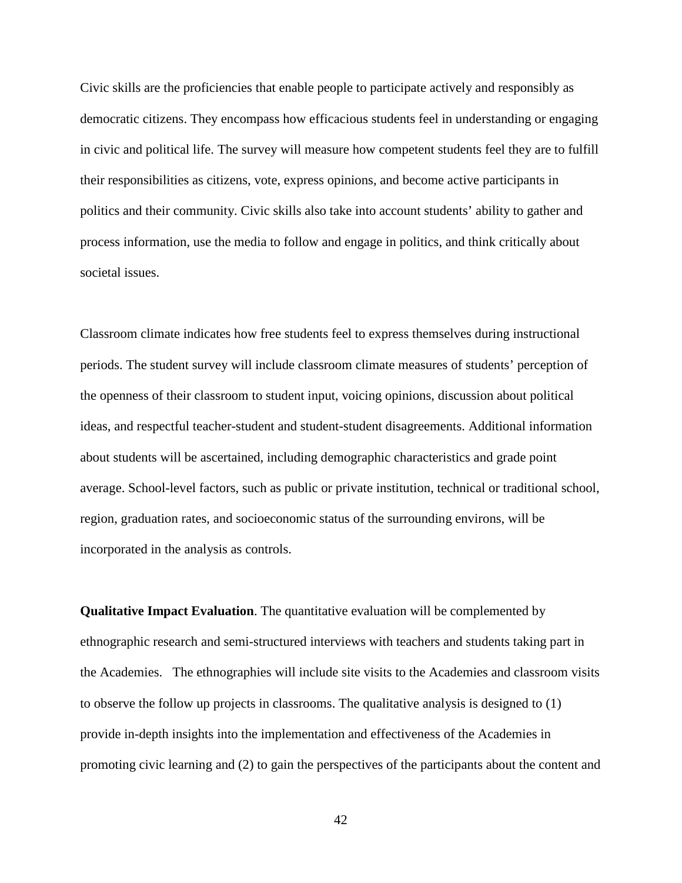Civic skills are the proficiencies that enable people to participate actively and responsibly as democratic citizens. They encompass how efficacious students feel in understanding or engaging in civic and political life. The survey will measure how competent students feel they are to fulfill their responsibilities as citizens, vote, express opinions, and become active participants in politics and their community. Civic skills also take into account students' ability to gather and process information, use the media to follow and engage in politics, and think critically about societal issues.

Classroom climate indicates how free students feel to express themselves during instructional periods. The student survey will include classroom climate measures of students' perception of the openness of their classroom to student input, voicing opinions, discussion about political ideas, and respectful teacher-student and student-student disagreements. Additional information about students will be ascertained, including demographic characteristics and grade point average. School-level factors, such as public or private institution, technical or traditional school, region, graduation rates, and socioeconomic status of the surrounding environs, will be incorporated in the analysis as controls.

**Qualitative Impact Evaluation**. The quantitative evaluation will be complemented by ethnographic research and semi-structured interviews with teachers and students taking part in the Academies. The ethnographies will include site visits to the Academies and classroom visits to observe the follow up projects in classrooms. The qualitative analysis is designed to (1) provide in-depth insights into the implementation and effectiveness of the Academies in promoting civic learning and (2) to gain the perspectives of the participants about the content and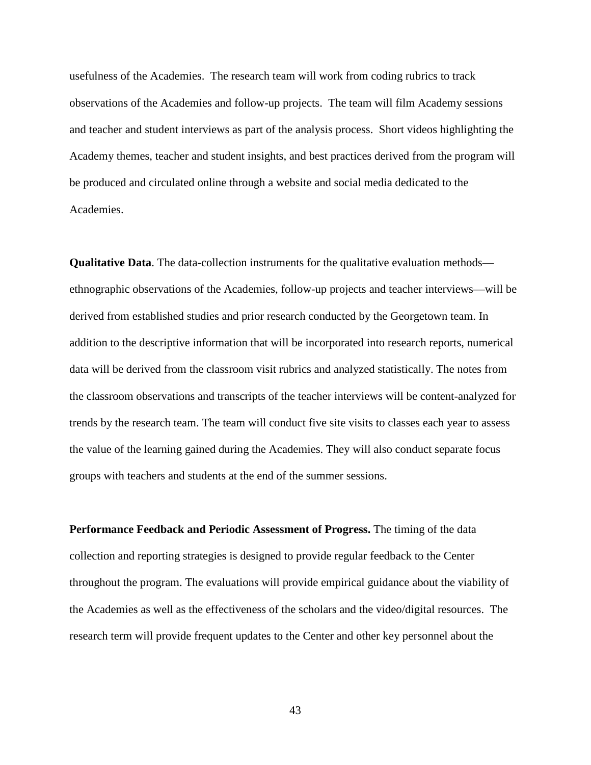usefulness of the Academies. The research team will work from coding rubrics to track observations of the Academies and follow-up projects. The team will film Academy sessions and teacher and student interviews as part of the analysis process. Short videos highlighting the Academy themes, teacher and student insights, and best practices derived from the program will be produced and circulated online through a website and social media dedicated to the Academies.

**Qualitative Data**. The data-collection instruments for the qualitative evaluation methods—ethnographic observations of the Academies, follow-up projects and teacher interviews—will be derived from established studies and prior research conducted by the Georgetown team. In addition to the descriptive information that will be incorporated into research reports, numerical data will be derived from the classroom visit rubrics and analyzed statistically. The notes from the classroom observations and transcripts of the teacher interviews will be content-analyzed for trends by the research team. The team will conduct five site visits to classes each year to assess the value of the learning gained during the Academies. They will also conduct separate focus groups with teachers and students at the end of the summer sessions.

**Performance Feedback and Periodic Assessment of Progress.** The timing of the data collection and reporting strategies is designed to provide regular feedback to the Center throughout the program. The evaluations will provide empirical guidance about the viability of the Academies as well as the effectiveness of the scholars and the video/digital resources. The research term will provide frequent updates to the Center and other key personnel about the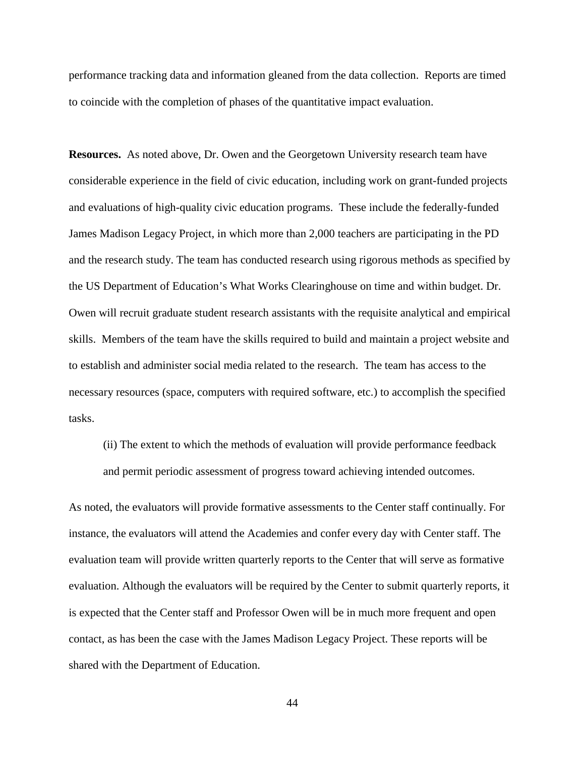performance tracking data and information gleaned from the data collection. Reports are timed to coincide with the completion of phases of the quantitative impact evaluation.

**Resources.** As noted above, Dr. Owen and the Georgetown University research team have considerable experience in the field of civic education, including work on grant-funded projects and evaluations of high-quality civic education programs. These include the federally-funded James Madison Legacy Project, in which more than 2,000 teachers are participating in the PD and the research study. The team has conducted research using rigorous methods as specified by the US Department of Education's What Works Clearinghouse on time and within budget. Dr. Owen will recruit graduate student research assistants with the requisite analytical and empirical skills. Members of the team have the skills required to build and maintain a project website and to establish and administer social media related to the research. The team has access to the necessary resources (space, computers with required software, etc.) to accomplish the specified tasks.

> (ii) The extent to which the methods of evaluation will provide performance feedback and permit periodic assessment of progress toward achieving intended outcomes.

As noted, the evaluators will provide formative assessments to the Center staff continually. For instance, the evaluators will attend the Academies and confer every day with Center staff. The evaluation team will provide written quarterly reports to the Center that will serve as formative evaluation. Although the evaluators will be required by the Center to submit quarterly reports, it is expected that the Center staff and Professor Owen will be in much more frequent and open contact, as has been the case with the James Madison Legacy Project. These reports will be shared with the Department of Education.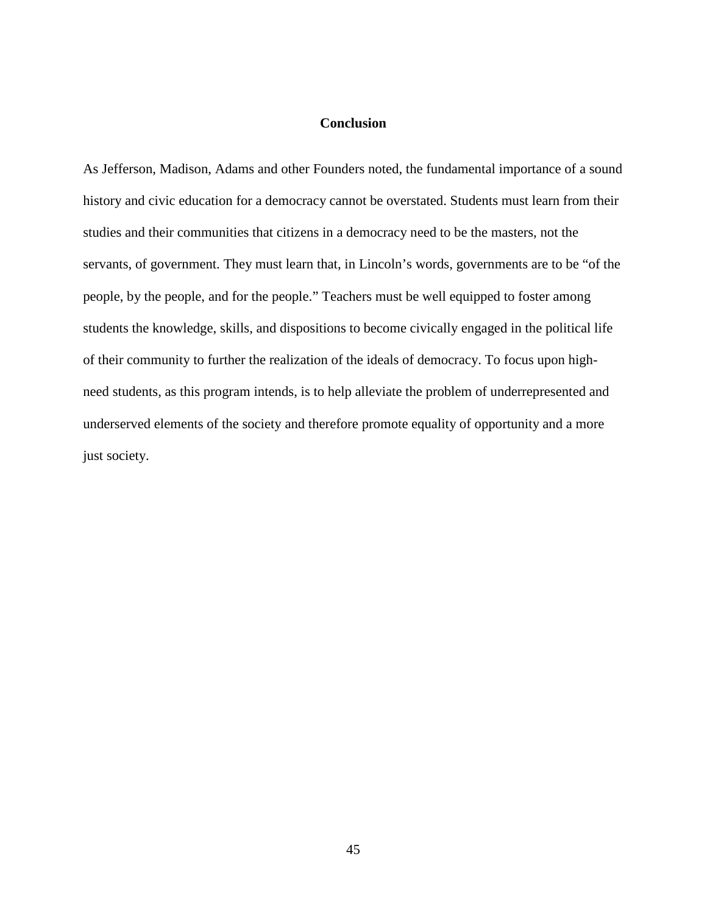## Conclusion

As Jefferson, Madison, Adams and other Founders noted, the fundamental importance of a sound history and civic education for a democracy cannot be overstated. Students must learn from their studies and their communities that citizens in a democracy need to be the masters, not the servants, of government. They must learn that, in Lincoln's words, governments are to be "of the people, by the people, and for the people." Teachers must be well equipped to foster among students the knowledge, skills, and dispositions to become civically engaged in the political life of their community to further the realization of the ideals of democracy. To focus upon high-need students, as this program intends, is to help alleviate the problem of underrepresented and underserved elements of the society and therefore promote equality of opportunity and a more just society.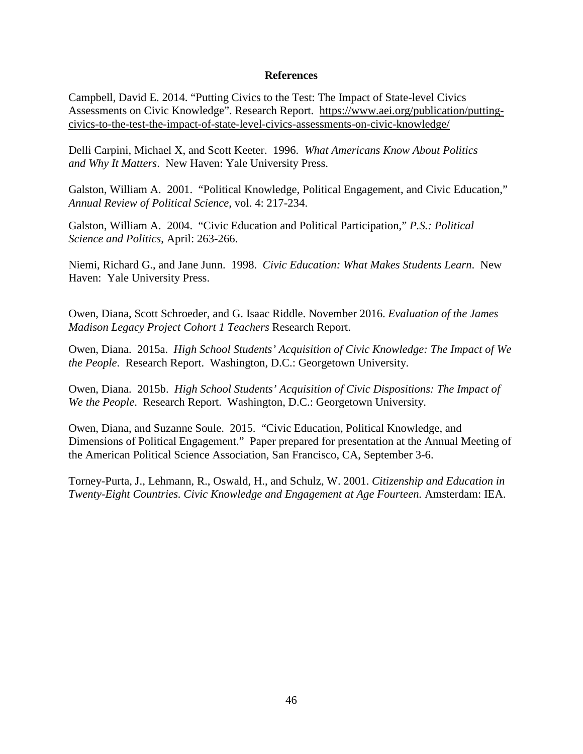## References

Campbell, David E. 2014. "Putting Civics to the Test: The Impact of State-level Civics Assessments on Civic Knowledge". Research Report. https://www.aei.org/publication/putting-civics-to-the-test-the-impact-of-state-level-civics-assessments-on-civic-knowledge/

Delli Carpini, Michael X, and Scott Keeter. 1996. *What Americans Know About Politics and Why It Matters*. New Haven: Yale University Press.

Galston, William A. 2001. "Political Knowledge, Political Engagement, and Civic Education," *Annual Review of Political Science*, vol. 4: 217-234.

Galston, William A. 2004. "Civic Education and Political Participation," *P.S.: Political Science and Politics*, April: 263-266.

Niemi, Richard G., and Jane Junn. 1998. *Civic Education: What Makes Students Learn*. New Haven: Yale University Press.

Owen, Diana, Scott Schroeder, and G. Isaac Riddle. November 2016. *Evaluation of the James Madison Legacy Project Cohort 1 Teachers* Research Report.

Owen, Diana. 2015a. *High School Students' Acquisition of Civic Knowledge: The Impact of We the People*. Research Report. Washington, D.C.: Georgetown University.

Owen, Diana. 2015b. *High School Students' Acquisition of Civic Dispositions: The Impact of We the People.* Research Report. Washington, D.C.: Georgetown University.

Owen, Diana, and Suzanne Soule. 2015. "Civic Education, Political Knowledge, and Dimensions of Political Engagement." Paper prepared for presentation at the Annual Meeting of the American Political Science Association, San Francisco, CA, September 3-6.

Torney-Purta, J., Lehmann, R., Oswald, H., and Schulz, W. 2001. *Citizenship and Education in Twenty-Eight Countries. Civic Knowledge and Engagement at Age Fourteen.* Amsterdam: IEA.